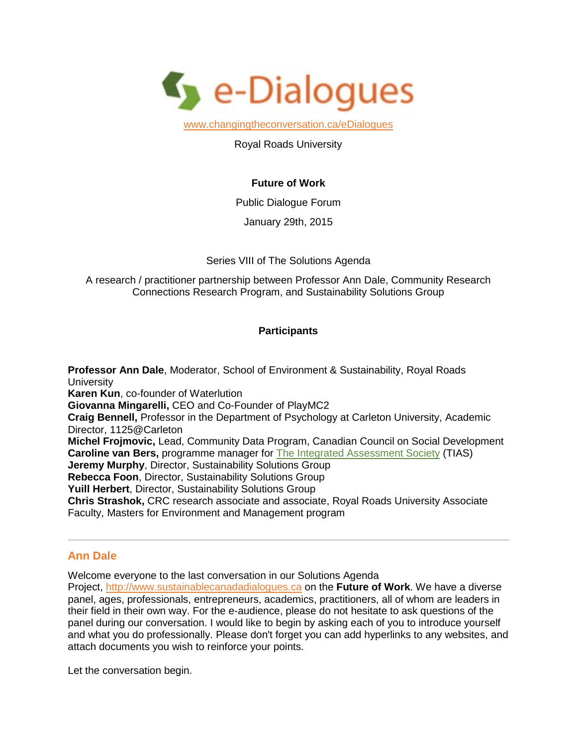# e-Dialogues

www.changingtheconversation.ca/eDialogues

Royal Roads University

**Future of Work**

Public Dialogue Forum

January 29th, 2015

Series VIII of The Solutions Agenda

A research / practitioner partnership between Professor Ann Dale, Community Research Connections Research Program, and Sustainability Solutions Group

**Participants**

**Professor Ann Dale**, Moderator, School of Environment & Sustainability, Royal Roads University
**Karen Kun**, co-founder of Waterlution
**Giovanna Mingarelli,** CEO and Co-Founder of PlayMC2
**Craig Bennell,** Professor in the Department of Psychology at Carleton University, Academic Director, 1125@Carleton
**Michel Frojmovic,** Lead, Community Data Program, Canadian Council on Social Development
**Caroline van Bers,** programme manager for The Integrated Assessment Society (TIAS)
**Jeremy Murphy**, Director, Sustainability Solutions Group
**Rebecca Foon**, Director, Sustainability Solutions Group
**Yuill Herbert**, Director, Sustainability Solutions Group
**Chris Strashok,** CRC research associate and associate, Royal Roads University Associate Faculty, Masters for Environment and Management program

---

## Ann Dale

Welcome everyone to the last conversation in our Solutions Agenda Project, http://www.sustainablecanadadialogues.ca on the **Future of Work**. We have a diverse panel, ages, professionals, entrepreneurs, academics, practitioners, all of whom are leaders in their field in their own way. For the e-audience, please do not hesitate to ask questions of the panel during our conversation. I would like to begin by asking each of you to introduce yourself and what you do professionally. Please don't forget you can add hyperlinks to any websites, and attach documents you wish to reinforce your points.

Let the conversation begin.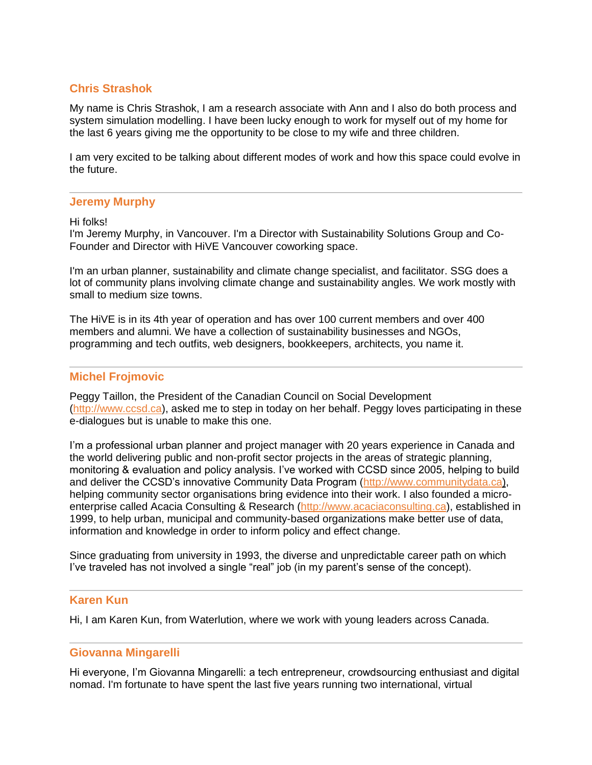### Chris Strashok

My name is Chris Strashok, I am a research associate with Ann and I also do both process and system simulation modelling. I have been lucky enough to work for myself out of my home for the last 6 years giving me the opportunity to be close to my wife and three children.

I am very excited to be talking about different modes of work and how this space could evolve in the future.

---

### Jeremy Murphy

Hi folks!
I'm Jeremy Murphy, in Vancouver. I'm a Director with Sustainability Solutions Group and Co-Founder and Director with HiVE Vancouver coworking space.

I'm an urban planner, sustainability and climate change specialist, and facilitator. SSG does a lot of community plans involving climate change and sustainability angles. We work mostly with small to medium size towns.

The HiVE is in its 4th year of operation and has over 100 current members and over 400 members and alumni. We have a collection of sustainability businesses and NGOs, programming and tech outfits, web designers, bookkeepers, architects, you name it.

---

### Michel Frojmovic

Peggy Taillon, the President of the Canadian Council on Social Development (http://www.ccsd.ca), asked me to step in today on her behalf. Peggy loves participating in these e-dialogues but is unable to make this one.

I'm a professional urban planner and project manager with 20 years experience in Canada and the world delivering public and non-profit sector projects in the areas of strategic planning, monitoring & evaluation and policy analysis. I've worked with CCSD since 2005, helping to build and deliver the CCSD's innovative Community Data Program (http://www.communitydata.ca), helping community sector organisations bring evidence into their work. I also founded a micro-enterprise called Acacia Consulting & Research (http://www.acaciaconsulting.ca), established in 1999, to help urban, municipal and community-based organizations make better use of data, information and knowledge in order to inform policy and effect change.

Since graduating from university in 1993, the diverse and unpredictable career path on which I've traveled has not involved a single "real" job (in my parent's sense of the concept).

---

### Karen Kun

Hi, I am Karen Kun, from Waterlution, where we work with young leaders across Canada.

---

### Giovanna Mingarelli

Hi everyone, I'm Giovanna Mingarelli: a tech entrepreneur, crowdsourcing enthusiast and digital nomad. I'm fortunate to have spent the last five years running two international, virtual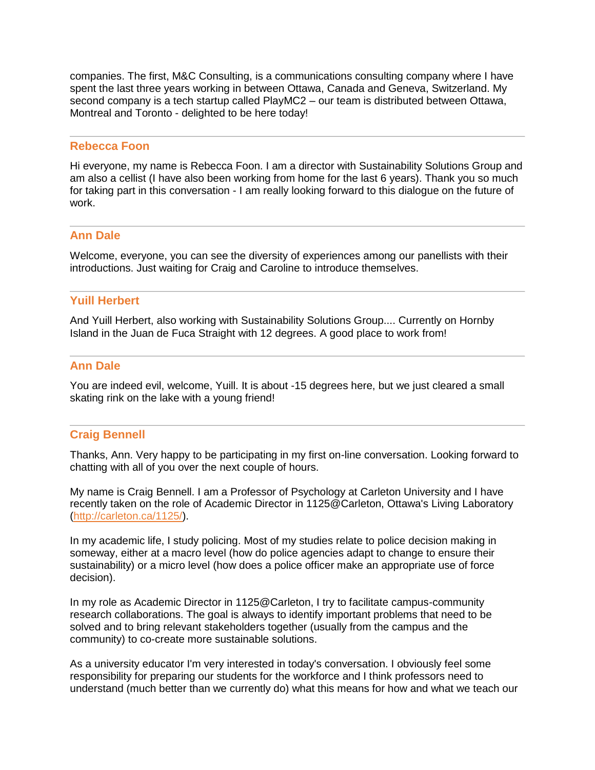companies. The first, M&C Consulting, is a communications consulting company where I have spent the last three years working in between Ottawa, Canada and Geneva, Switzerland. My second company is a tech startup called PlayMC2 – our team is distributed between Ottawa, Montreal and Toronto - delighted to be here today!

---

### Rebecca Foon

Hi everyone, my name is Rebecca Foon. I am a director with Sustainability Solutions Group and am also a cellist (I have also been working from home for the last 6 years). Thank you so much for taking part in this conversation - I am really looking forward to this dialogue on the future of work.

---

### Ann Dale

Welcome, everyone, you can see the diversity of experiences among our panellists with their introductions. Just waiting for Craig and Caroline to introduce themselves.

---

### Yuill Herbert

And Yuill Herbert, also working with Sustainability Solutions Group.... Currently on Hornby Island in the Juan de Fuca Straight with 12 degrees. A good place to work from!

---

### Ann Dale

You are indeed evil, welcome, Yuill. It is about -15 degrees here, but we just cleared a small skating rink on the lake with a young friend!

---

### Craig Bennell

Thanks, Ann. Very happy to be participating in my first on-line conversation. Looking forward to chatting with all of you over the next couple of hours.

My name is Craig Bennell. I am a Professor of Psychology at Carleton University and I have recently taken on the role of Academic Director in 1125@Carleton, Ottawa's Living Laboratory ([http://carleton.ca/1125/](http://carleton.ca/1125/)).

In my academic life, I study policing. Most of my studies relate to police decision making in someway, either at a macro level (how do police agencies adapt to change to ensure their sustainability) or a micro level (how does a police officer make an appropriate use of force decision).

In my role as Academic Director in 1125@Carleton, I try to facilitate campus-community research collaborations. The goal is always to identify important problems that need to be solved and to bring relevant stakeholders together (usually from the campus and the community) to co-create more sustainable solutions.

As a university educator I'm very interested in today's conversation. I obviously feel some responsibility for preparing our students for the workforce and I think professors need to understand (much better than we currently do) what this means for how and what we teach our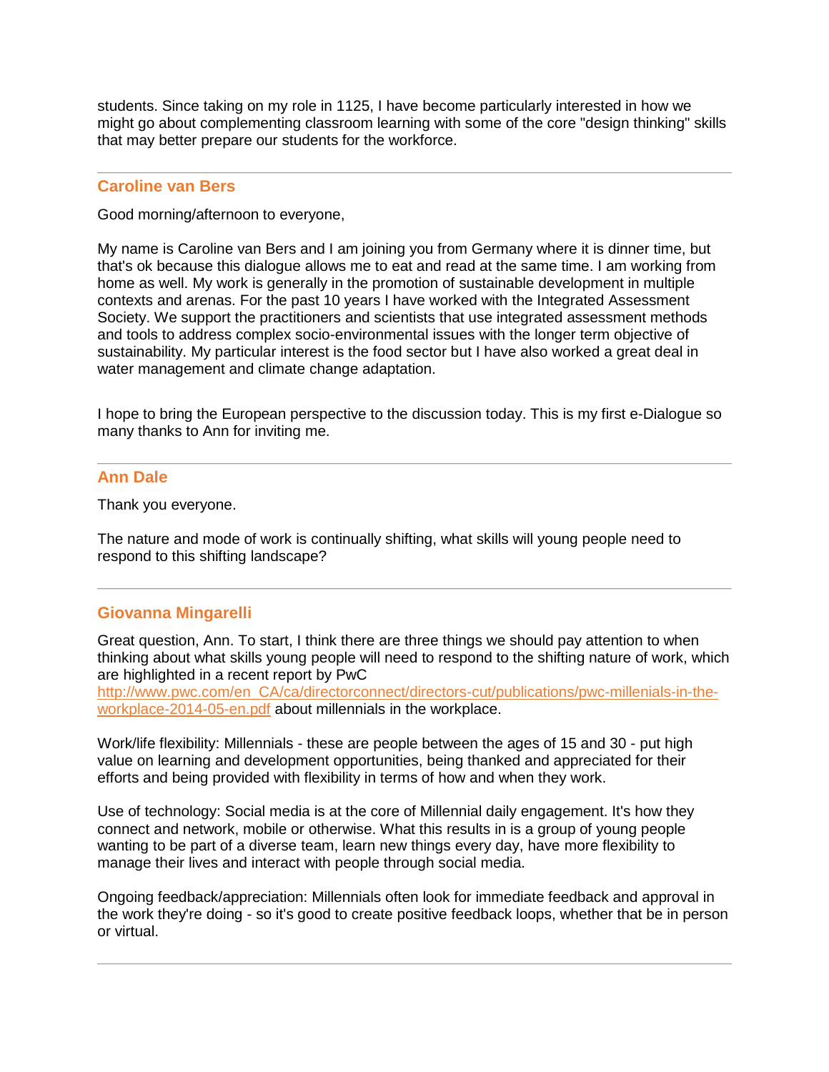students. Since taking on my role in 1125, I have become particularly interested in how we might go about complementing classroom learning with some of the core "design thinking" skills that may better prepare our students for the workforce.

---

### Caroline van Bers

Good morning/afternoon to everyone,

My name is Caroline van Bers and I am joining you from Germany where it is dinner time, but that's ok because this dialogue allows me to eat and read at the same time. I am working from home as well. My work is generally in the promotion of sustainable development in multiple contexts and arenas. For the past 10 years I have worked with the Integrated Assessment Society. We support the practitioners and scientists that use integrated assessment methods and tools to address complex socio-environmental issues with the longer term objective of sustainability. My particular interest is the food sector but I have also worked a great deal in water management and climate change adaptation.

I hope to bring the European perspective to the discussion today. This is my first e-Dialogue so many thanks to Ann for inviting me.

---

### Ann Dale

Thank you everyone.

The nature and mode of work is continually shifting, what skills will young people need to respond to this shifting landscape?

---

### Giovanna Mingarelli

Great question, Ann. To start, I think there are three things we should pay attention to when thinking about what skills young people will need to respond to the shifting nature of work, which are highlighted in a recent report by PwC [http://www.pwc.com/en_CA/ca/directorconnect/directors-cut/publications/pwc-millenials-in-the-workplace-2014-05-en.pdf](http://www.pwc.com/en_CA/ca/directorconnect/directors-cut/publications/pwc-millenials-in-the-workplace-2014-05-en.pdf) about millennials in the workplace.

Work/life flexibility: Millennials - these are people between the ages of 15 and 30 - put high value on learning and development opportunities, being thanked and appreciated for their efforts and being provided with flexibility in terms of how and when they work.

Use of technology: Social media is at the core of Millennial daily engagement. It's how they connect and network, mobile or otherwise. What this results in is a group of young people wanting to be part of a diverse team, learn new things every day, have more flexibility to manage their lives and interact with people through social media.

Ongoing feedback/appreciation: Millennials often look for immediate feedback and approval in the work they're doing - so it's good to create positive feedback loops, whether that be in person or virtual.

---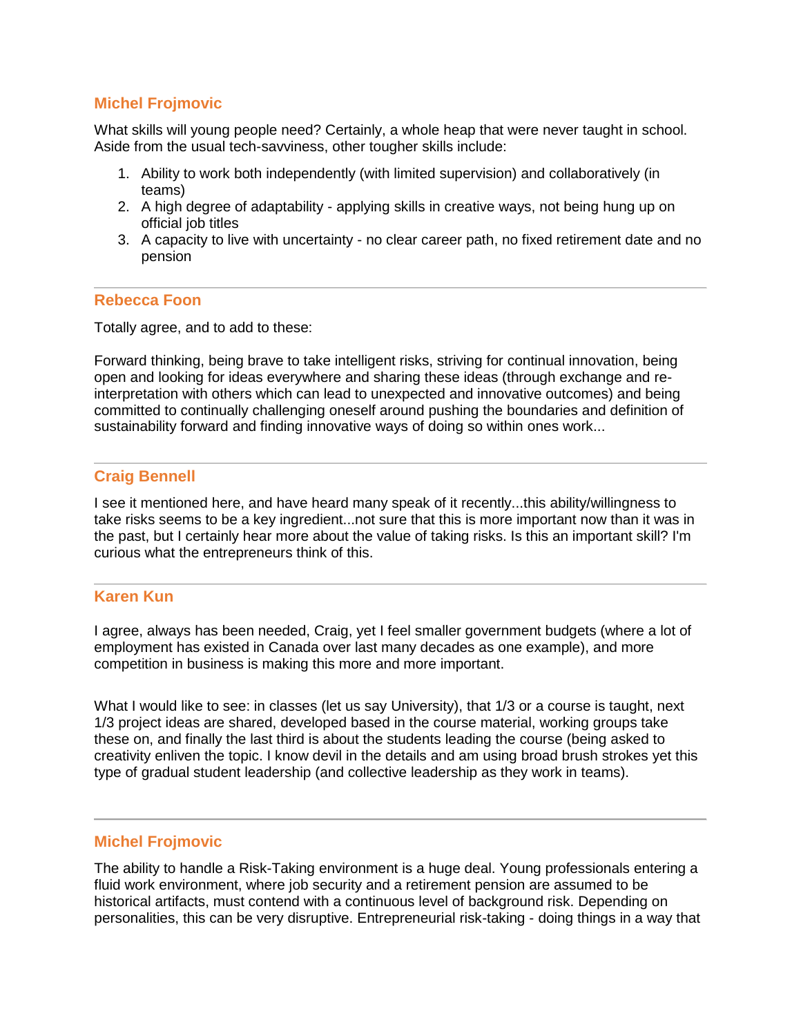### Michel Frojmovic

What skills will young people need? Certainly, a whole heap that were never taught in school. Aside from the usual tech-savviness, other tougher skills include:

1. Ability to work both independently (with limited supervision) and collaboratively (in teams)
2. A high degree of adaptability - applying skills in creative ways, not being hung up on official job titles
3. A capacity to live with uncertainty - no clear career path, no fixed retirement date and no pension

---

### Rebecca Foon

Totally agree, and to add to these:

Forward thinking, being brave to take intelligent risks, striving for continual innovation, being open and looking for ideas everywhere and sharing these ideas (through exchange and re-interpretation with others which can lead to unexpected and innovative outcomes) and being committed to continually challenging oneself around pushing the boundaries and definition of sustainability forward and finding innovative ways of doing so within ones work...

---

### Craig Bennell

I see it mentioned here, and have heard many speak of it recently...this ability/willingness to take risks seems to be a key ingredient...not sure that this is more important now than it was in the past, but I certainly hear more about the value of taking risks. Is this an important skill? I'm curious what the entrepreneurs think of this.

---

### Karen Kun

I agree, always has been needed, Craig, yet I feel smaller government budgets (where a lot of employment has existed in Canada over last many decades as one example), and more competition in business is making this more and more important.

What I would like to see: in classes (let us say University), that 1/3 or a course is taught, next 1/3 project ideas are shared, developed based in the course material, working groups take these on, and finally the last third is about the students leading the course (being asked to creativity enliven the topic. I know devil in the details and am using broad brush strokes yet this type of gradual student leadership (and collective leadership as they work in teams).

---

### Michel Frojmovic

The ability to handle a Risk-Taking environment is a huge deal. Young professionals entering a fluid work environment, where job security and a retirement pension are assumed to be historical artifacts, must contend with a continuous level of background risk. Depending on personalities, this can be very disruptive. Entrepreneurial risk-taking - doing things in a way that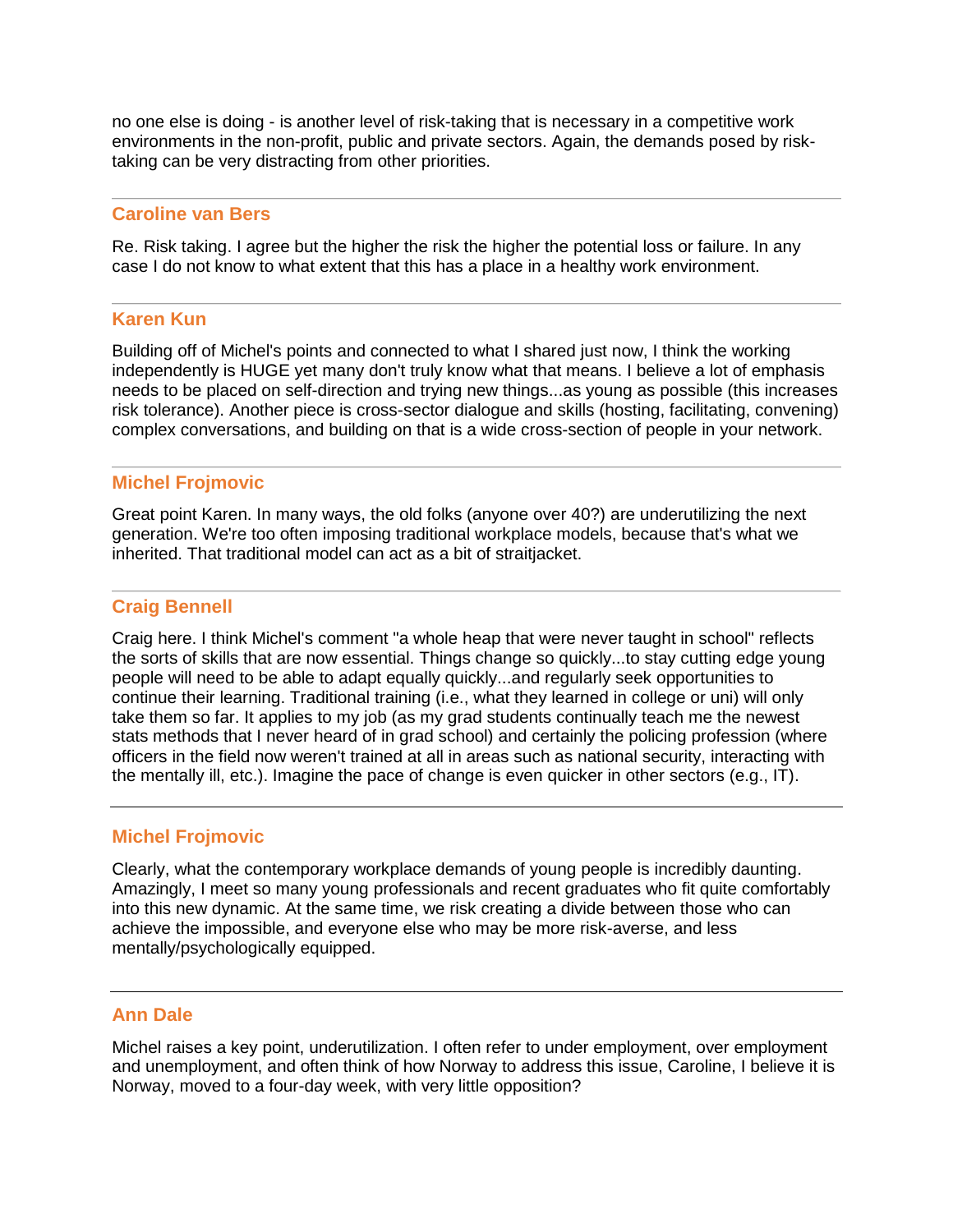no one else is doing - is another level of risk-taking that is necessary in a competitive work environments in the non-profit, public and private sectors. Again, the demands posed by risk-taking can be very distracting from other priorities.

---

### Caroline van Bers

Re. Risk taking. I agree but the higher the risk the higher the potential loss or failure. In any case I do not know to what extent that this has a place in a healthy work environment.

---

### Karen Kun

Building off of Michel's points and connected to what I shared just now, I think the working independently is HUGE yet many don't truly know what that means. I believe a lot of emphasis needs to be placed on self-direction and trying new things...as young as possible (this increases risk tolerance). Another piece is cross-sector dialogue and skills (hosting, facilitating, convening) complex conversations, and building on that is a wide cross-section of people in your network.

---

### Michel Frojmovic

Great point Karen. In many ways, the old folks (anyone over 40?) are underutilizing the next generation. We're too often imposing traditional workplace models, because that's what we inherited. That traditional model can act as a bit of straitjacket.

---

### Craig Bennell

Craig here. I think Michel's comment "a whole heap that were never taught in school" reflects the sorts of skills that are now essential. Things change so quickly...to stay cutting edge young people will need to be able to adapt equally quickly...and regularly seek opportunities to continue their learning. Traditional training (i.e., what they learned in college or uni) will only take them so far. It applies to my job (as my grad students continually teach me the newest stats methods that I never heard of in grad school) and certainly the policing profession (where officers in the field now weren't trained at all in areas such as national security, interacting with the mentally ill, etc.). Imagine the pace of change is even quicker in other sectors (e.g., IT).

---

### Michel Frojmovic

Clearly, what the contemporary workplace demands of young people is incredibly daunting. Amazingly, I meet so many young professionals and recent graduates who fit quite comfortably into this new dynamic. At the same time, we risk creating a divide between those who can achieve the impossible, and everyone else who may be more risk-averse, and less mentally/psychologically equipped.

---

### Ann Dale

Michel raises a key point, underutilization. I often refer to under employment, over employment and unemployment, and often think of how Norway to address this issue, Caroline, I believe it is Norway, moved to a four-day week, with very little opposition?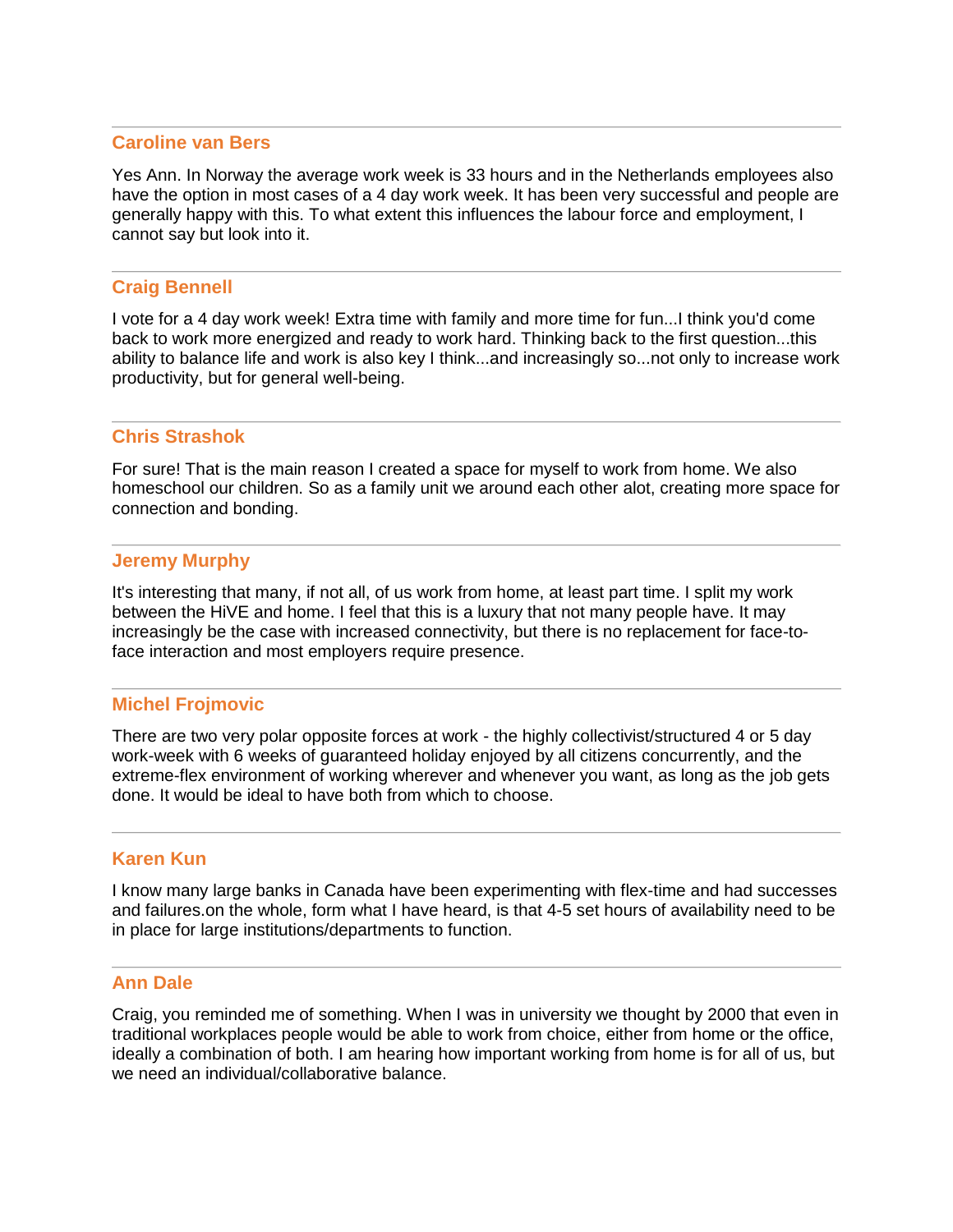---

### Caroline van Bers

Yes Ann. In Norway the average work week is 33 hours and in the Netherlands employees also have the option in most cases of a 4 day work week. It has been very successful and people are generally happy with this. To what extent this influences the labour force and employment, I cannot say but look into it.

---

### Craig Bennell

I vote for a 4 day work week! Extra time with family and more time for fun...I think you'd come back to work more energized and ready to work hard. Thinking back to the first question...this ability to balance life and work is also key I think...and increasingly so...not only to increase work productivity, but for general well-being.

---

### Chris Strashok

For sure! That is the main reason I created a space for myself to work from home. We also homeschool our children. So as a family unit we around each other alot, creating more space for connection and bonding.

---

### Jeremy Murphy

It's interesting that many, if not all, of us work from home, at least part time. I split my work between the HiVE and home. I feel that this is a luxury that not many people have. It may increasingly be the case with increased connectivity, but there is no replacement for face-to-face interaction and most employers require presence.

---

### Michel Frojmovic

There are two very polar opposite forces at work - the highly collectivist/structured 4 or 5 day work-week with 6 weeks of guaranteed holiday enjoyed by all citizens concurrently, and the extreme-flex environment of working wherever and whenever you want, as long as the job gets done. It would be ideal to have both from which to choose.

---

### Karen Kun

I know many large banks in Canada have been experimenting with flex-time and had successes and failures.on the whole, form what I have heard, is that 4-5 set hours of availability need to be in place for large institutions/departments to function.

---

### Ann Dale

Craig, you reminded me of something. When I was in university we thought by 2000 that even in traditional workplaces people would be able to work from choice, either from home or the office, ideally a combination of both. I am hearing how important working from home is for all of us, but we need an individual/collaborative balance.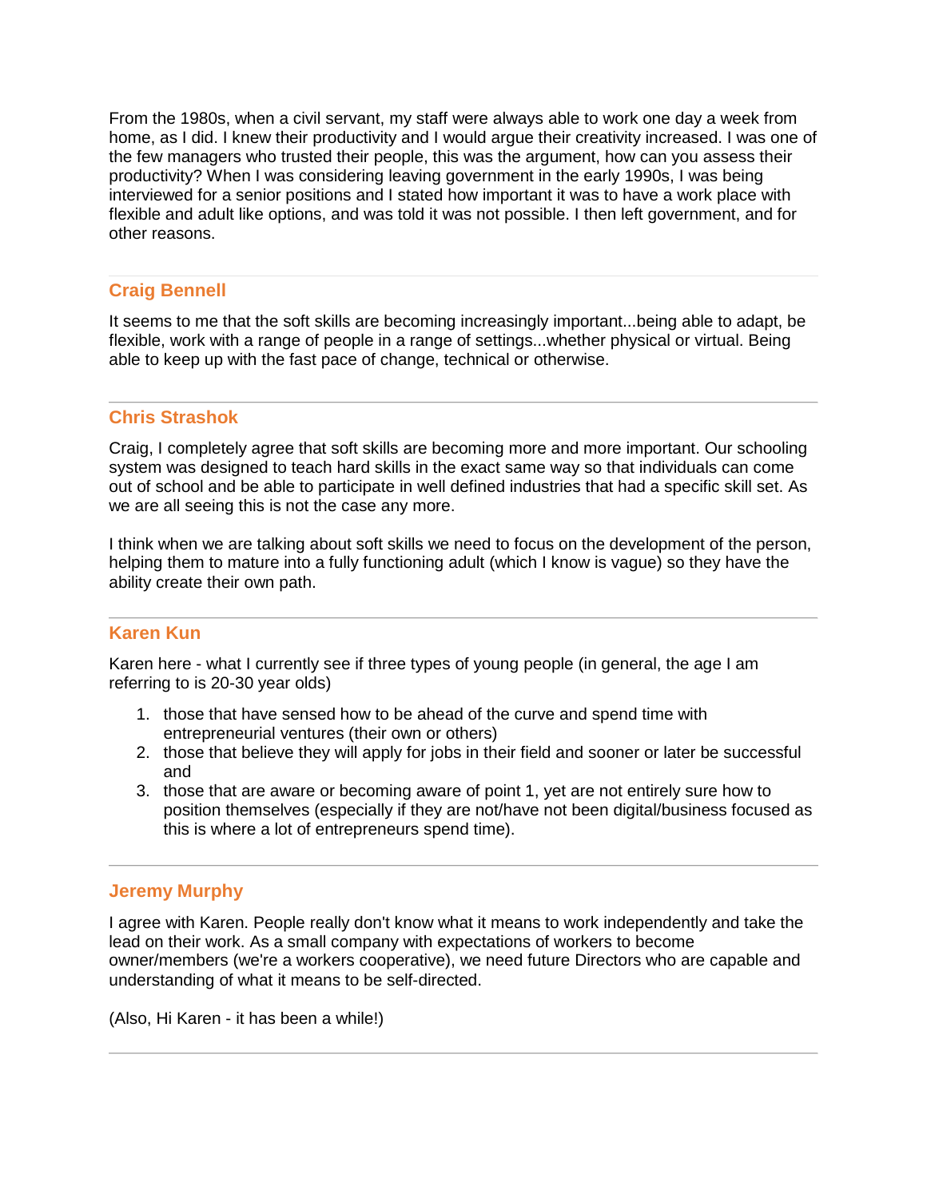From the 1980s, when a civil servant, my staff were always able to work one day a week from home, as I did. I knew their productivity and I would argue their creativity increased. I was one of the few managers who trusted their people, this was the argument, how can you assess their productivity? When I was considering leaving government in the early 1990s, I was being interviewed for a senior positions and I stated how important it was to have a work place with flexible and adult like options, and was told it was not possible. I then left government, and for other reasons.

---

### Craig Bennell

It seems to me that the soft skills are becoming increasingly important...being able to adapt, be flexible, work with a range of people in a range of settings...whether physical or virtual. Being able to keep up with the fast pace of change, technical or otherwise.

---

### Chris Strashok

Craig, I completely agree that soft skills are becoming more and more important. Our schooling system was designed to teach hard skills in the exact same way so that individuals can come out of school and be able to participate in well defined industries that had a specific skill set. As we are all seeing this is not the case any more.

I think when we are talking about soft skills we need to focus on the development of the person, helping them to mature into a fully functioning adult (which I know is vague) so they have the ability create their own path.

---

### Karen Kun

Karen here - what I currently see if three types of young people (in general, the age I am referring to is 20-30 year olds)

1. those that have sensed how to be ahead of the curve and spend time with entrepreneurial ventures (their own or others)
2. those that believe they will apply for jobs in their field and sooner or later be successful and
3. those that are aware or becoming aware of point 1, yet are not entirely sure how to position themselves (especially if they are not/have not been digital/business focused as this is where a lot of entrepreneurs spend time).

---

### Jeremy Murphy

I agree with Karen. People really don't know what it means to work independently and take the lead on their work. As a small company with expectations of workers to become owner/members (we're a workers cooperative), we need future Directors who are capable and understanding of what it means to be self-directed.

(Also, Hi Karen - it has been a while!)

---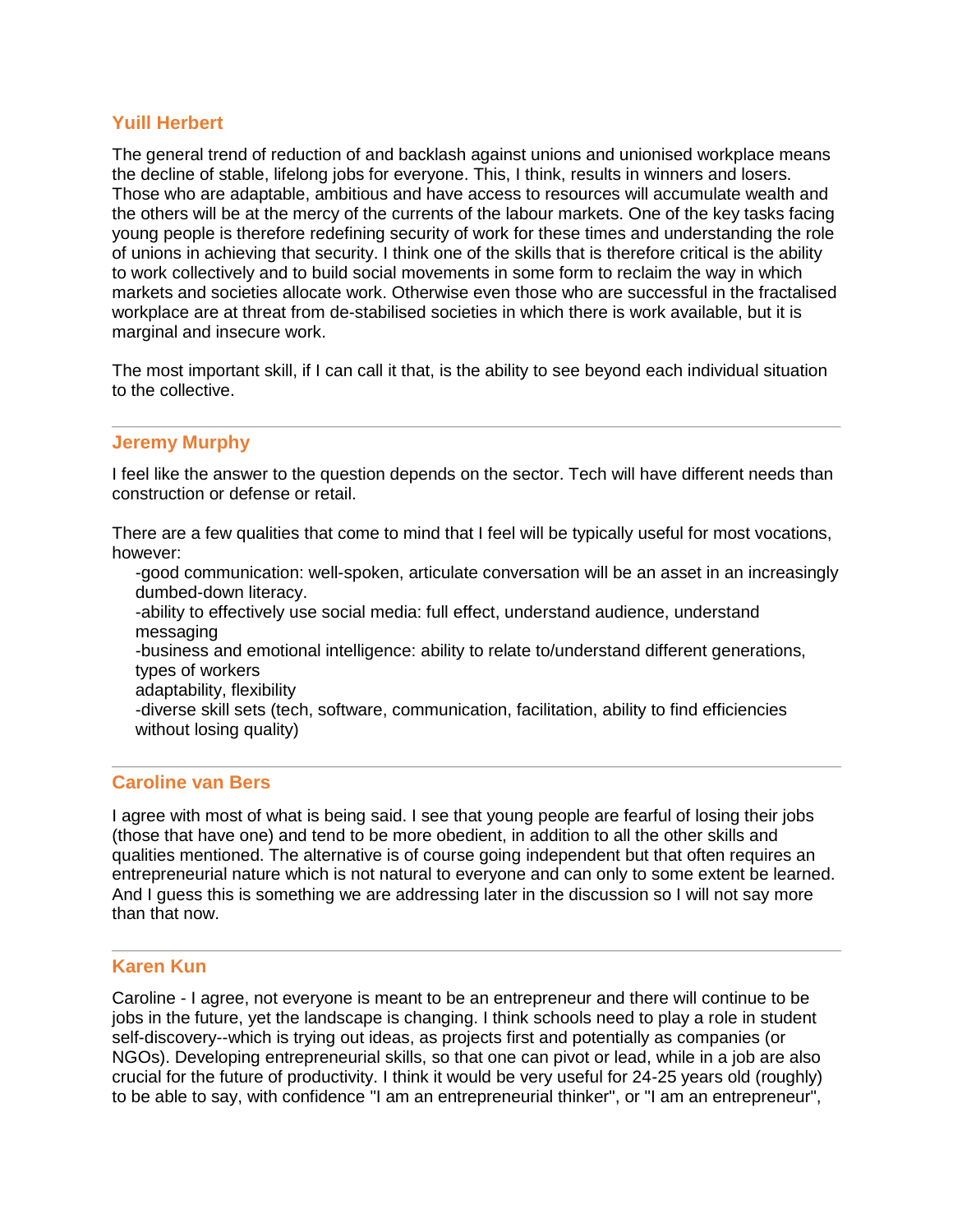### Yuill Herbert

The general trend of reduction of and backlash against unions and unionised workplace means the decline of stable, lifelong jobs for everyone. This, I think, results in winners and losers. Those who are adaptable, ambitious and have access to resources will accumulate wealth and the others will be at the mercy of the currents of the labour markets. One of the key tasks facing young people is therefore redefining security of work for these times and understanding the role of unions in achieving that security. I think one of the skills that is therefore critical is the ability to work collectively and to build social movements in some form to reclaim the way in which markets and societies allocate work. Otherwise even those who are successful in the fractalised workplace are at threat from de-stabilised societies in which there is work available, but it is marginal and insecure work.

The most important skill, if I can call it that, is the ability to see beyond each individual situation to the collective.

---

### Jeremy Murphy

I feel like the answer to the question depends on the sector. Tech will have different needs than construction or defense or retail.

There are a few qualities that come to mind that I feel will be typically useful for most vocations, however:

-good communication: well-spoken, articulate conversation will be an asset in an increasingly dumbed-down literacy.
-ability to effectively use social media: full effect, understand audience, understand messaging
-business and emotional intelligence: ability to relate to/understand different generations, types of workers
adaptability, flexibility
-diverse skill sets (tech, software, communication, facilitation, ability to find efficiencies without losing quality)

---

### Caroline van Bers

I agree with most of what is being said. I see that young people are fearful of losing their jobs (those that have one) and tend to be more obedient, in addition to all the other skills and qualities mentioned. The alternative is of course going independent but that often requires an entrepreneurial nature which is not natural to everyone and can only to some extent be learned. And I guess this is something we are addressing later in the discussion so I will not say more than that now.

---

### Karen Kun

Caroline - I agree, not everyone is meant to be an entrepreneur and there will continue to be jobs in the future, yet the landscape is changing. I think schools need to play a role in student self-discovery--which is trying out ideas, as projects first and potentially as companies (or NGOs). Developing entrepreneurial skills, so that one can pivot or lead, while in a job are also crucial for the future of productivity. I think it would be very useful for 24-25 years old (roughly) to be able to say, with confidence "I am an entrepreneurial thinker", or "I am an entrepreneur",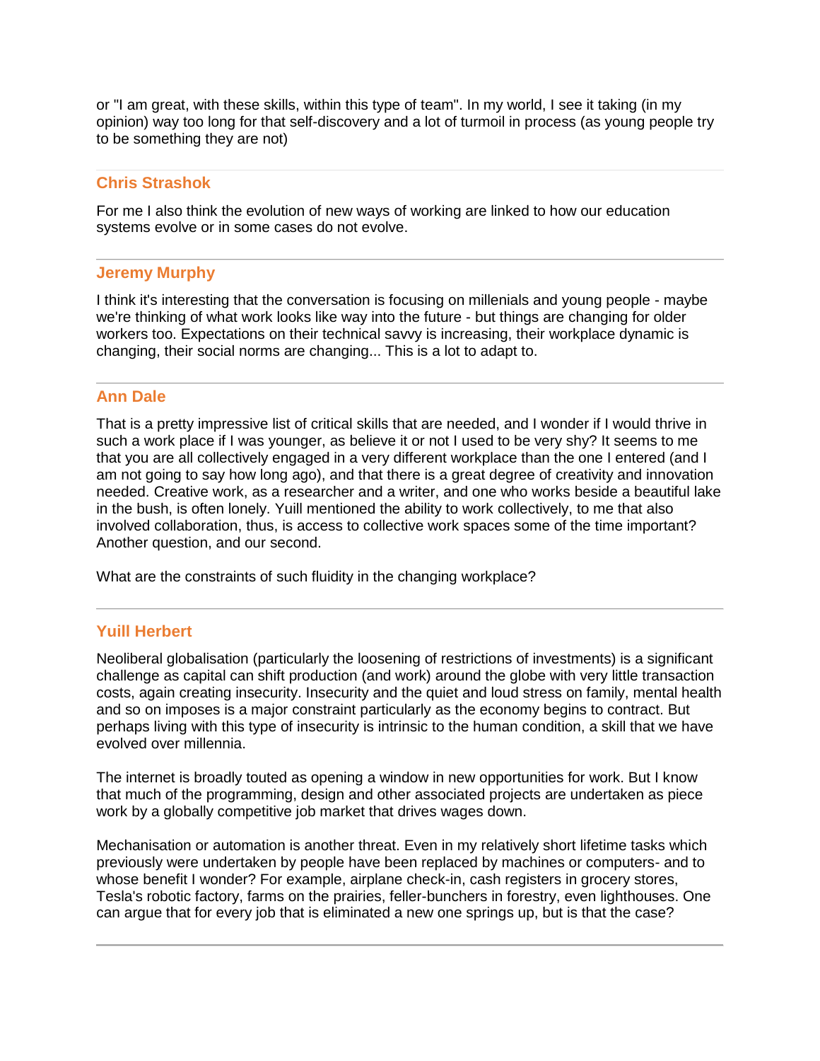or "I am great, with these skills, within this type of team". In my world, I see it taking (in my opinion) way too long for that self-discovery and a lot of turmoil in process (as young people try to be something they are not)

---

### Chris Strashok

For me I also think the evolution of new ways of working are linked to how our education systems evolve or in some cases do not evolve.

---

### Jeremy Murphy

I think it's interesting that the conversation is focusing on millenials and young people - maybe we're thinking of what work looks like way into the future - but things are changing for older workers too. Expectations on their technical savvy is increasing, their workplace dynamic is changing, their social norms are changing... This is a lot to adapt to.

---

### Ann Dale

That is a pretty impressive list of critical skills that are needed, and I wonder if I would thrive in such a work place if I was younger, as believe it or not I used to be very shy? It seems to me that you are all collectively engaged in a very different workplace than the one I entered (and I am not going to say how long ago), and that there is a great degree of creativity and innovation needed. Creative work, as a researcher and a writer, and one who works beside a beautiful lake in the bush, is often lonely. Yuill mentioned the ability to work collectively, to me that also involved collaboration, thus, is access to collective work spaces some of the time important? Another question, and our second.

What are the constraints of such fluidity in the changing workplace?

---

### Yuill Herbert

Neoliberal globalisation (particularly the loosening of restrictions of investments) is a significant challenge as capital can shift production (and work) around the globe with very little transaction costs, again creating insecurity. Insecurity and the quiet and loud stress on family, mental health and so on imposes is a major constraint particularly as the economy begins to contract. But perhaps living with this type of insecurity is intrinsic to the human condition, a skill that we have evolved over millennia.

The internet is broadly touted as opening a window in new opportunities for work. But I know that much of the programming, design and other associated projects are undertaken as piece work by a globally competitive job market that drives wages down.

Mechanisation or automation is another threat. Even in my relatively short lifetime tasks which previously were undertaken by people have been replaced by machines or computers- and to whose benefit I wonder? For example, airplane check-in, cash registers in grocery stores, Tesla's robotic factory, farms on the prairies, feller-bunchers in forestry, even lighthouses. One can argue that for every job that is eliminated a new one springs up, but is that the case?

---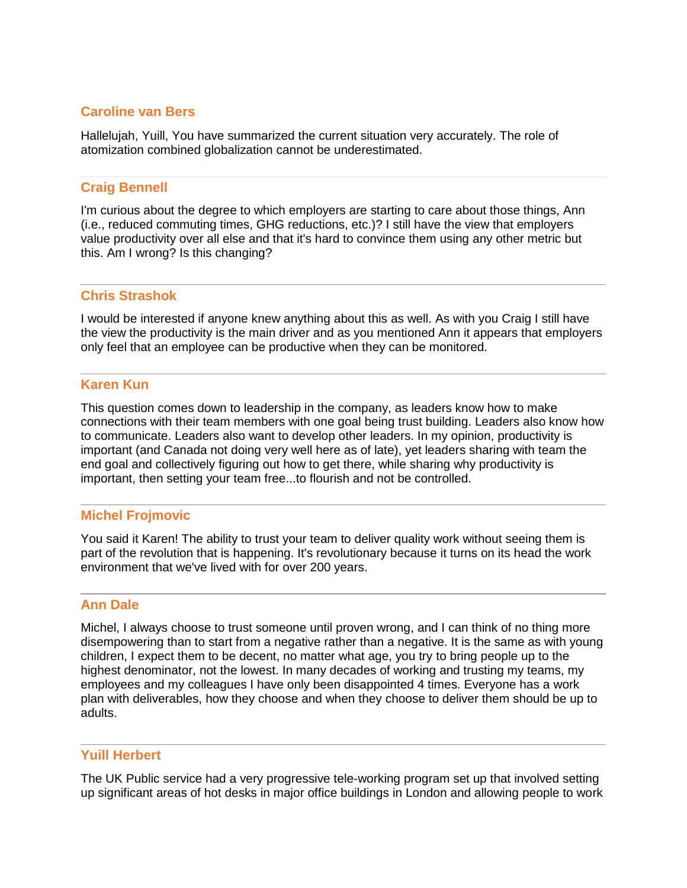### Caroline van Bers

Hallelujah, Yuill, You have summarized the current situation very accurately. The role of atomization combined globalization cannot be underestimated.

---

### Craig Bennell

I'm curious about the degree to which employers are starting to care about those things, Ann (i.e., reduced commuting times, GHG reductions, etc.)? I still have the view that employers value productivity over all else and that it's hard to convince them using any other metric but this. Am I wrong? Is this changing?

---

### Chris Strashok

I would be interested if anyone knew anything about this as well. As with you Craig I still have the view the productivity is the main driver and as you mentioned Ann it appears that employers only feel that an employee can be productive when they can be monitored.

---

### Karen Kun

This question comes down to leadership in the company, as leaders know how to make connections with their team members with one goal being trust building. Leaders also know how to communicate. Leaders also want to develop other leaders. In my opinion, productivity is important (and Canada not doing very well here as of late), yet leaders sharing with team the end goal and collectively figuring out how to get there, while sharing why productivity is important, then setting your team free...to flourish and not be controlled.

---

### Michel Frojmovic

You said it Karen! The ability to trust your team to deliver quality work without seeing them is part of the revolution that is happening. It's revolutionary because it turns on its head the work environment that we've lived with for over 200 years.

---

### Ann Dale

Michel, I always choose to trust someone until proven wrong, and I can think of no thing more disempowering than to start from a negative rather than a negative. It is the same as with young children, I expect them to be decent, no matter what age, you try to bring people up to the highest denominator, not the lowest. In many decades of working and trusting my teams, my employees and my colleagues I have only been disappointed 4 times. Everyone has a work plan with deliverables, how they choose and when they choose to deliver them should be up to adults.

---

### Yuill Herbert

The UK Public service had a very progressive tele-working program set up that involved setting up significant areas of hot desks in major office buildings in London and allowing people to work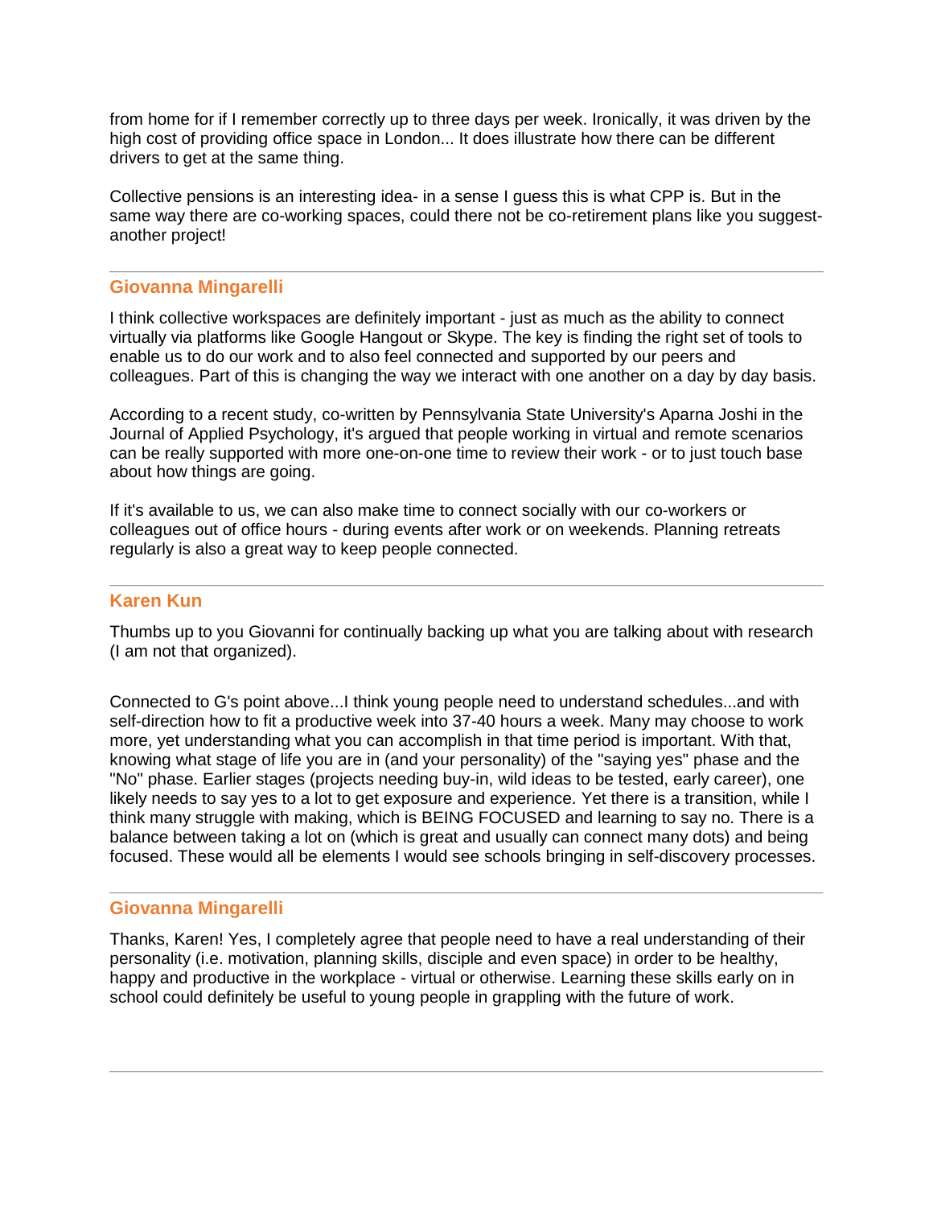from home for if I remember correctly up to three days per week. Ironically, it was driven by the high cost of providing office space in London... It does illustrate how there can be different drivers to get at the same thing.

Collective pensions is an interesting idea- in a sense I guess this is what CPP is. But in the same way there are co-working spaces, could there not be co-retirement plans like you suggest- another project!

---

### Giovanna Mingarelli

I think collective workspaces are definitely important - just as much as the ability to connect virtually via platforms like Google Hangout or Skype. The key is finding the right set of tools to enable us to do our work and to also feel connected and supported by our peers and colleagues. Part of this is changing the way we interact with one another on a day by day basis.

According to a recent study, co-written by Pennsylvania State University's Aparna Joshi in the Journal of Applied Psychology, it's argued that people working in virtual and remote scenarios can be really supported with more one-on-one time to review their work - or to just touch base about how things are going.

If it's available to us, we can also make time to connect socially with our co-workers or colleagues out of office hours - during events after work or on weekends. Planning retreats regularly is also a great way to keep people connected.

---

### Karen Kun

Thumbs up to you Giovanni for continually backing up what you are talking about with research (I am not that organized).

Connected to G's point above...I think young people need to understand schedules...and with self-direction how to fit a productive week into 37-40 hours a week. Many may choose to work more, yet understanding what you can accomplish in that time period is important. With that, knowing what stage of life you are in (and your personality) of the "saying yes" phase and the "No" phase. Earlier stages (projects needing buy-in, wild ideas to be tested, early career), one likely needs to say yes to a lot to get exposure and experience. Yet there is a transition, while I think many struggle with making, which is BEING FOCUSED and learning to say no. There is a balance between taking a lot on (which is great and usually can connect many dots) and being focused. These would all be elements I would see schools bringing in self-discovery processes.

---

### Giovanna Mingarelli

Thanks, Karen! Yes, I completely agree that people need to have a real understanding of their personality (i.e. motivation, planning skills, disciple and even space) in order to be healthy, happy and productive in the workplace - virtual or otherwise. Learning these skills early on in school could definitely be useful to young people in grappling with the future of work.

---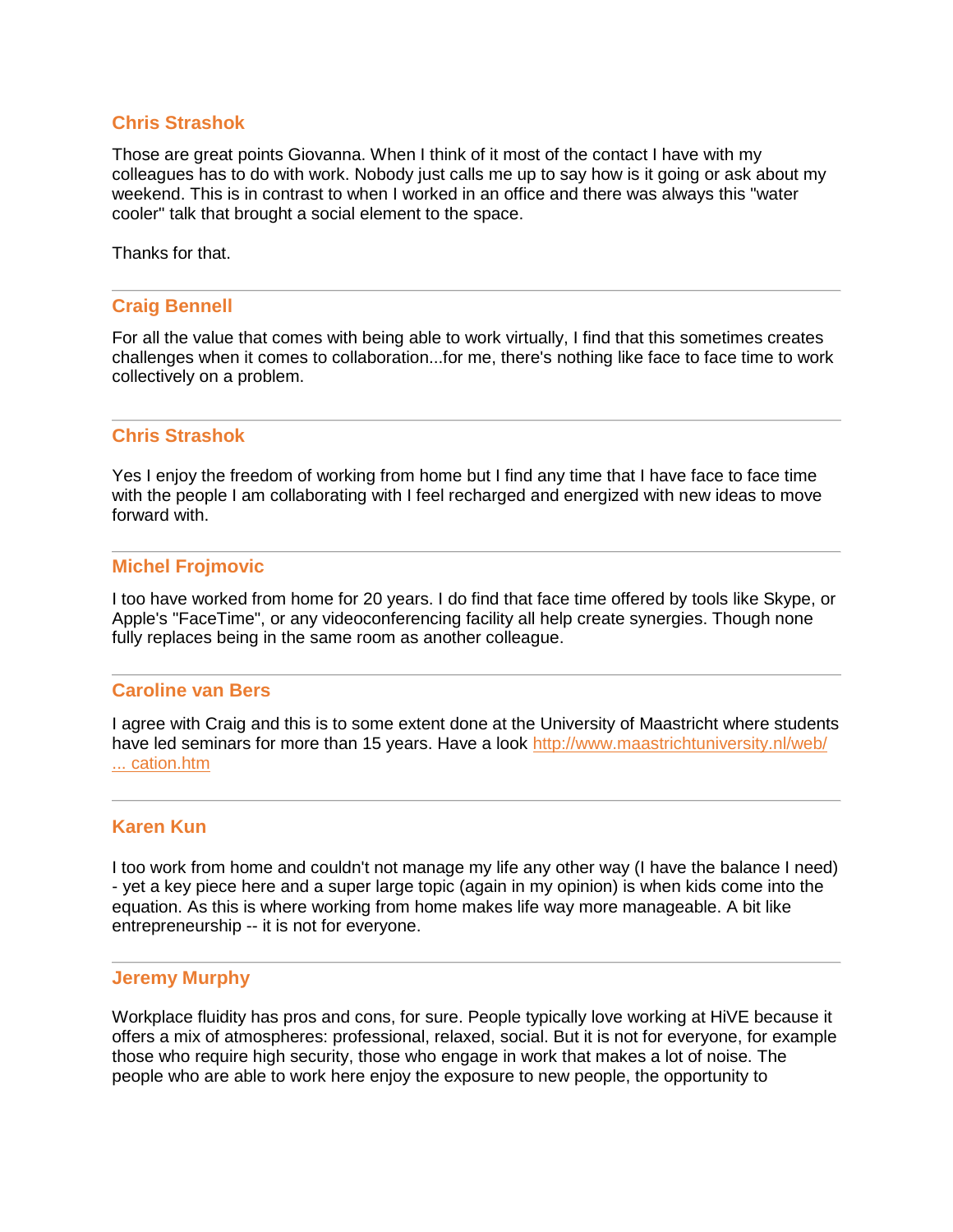### Chris Strashok

Those are great points Giovanna. When I think of it most of the contact I have with my colleagues has to do with work. Nobody just calls me up to say how is it going or ask about my weekend. This is in contrast to when I worked in an office and there was always this "water cooler" talk that brought a social element to the space.

Thanks for that.

---

### Craig Bennell

For all the value that comes with being able to work virtually, I find that this sometimes creates challenges when it comes to collaboration...for me, there's nothing like face to face time to work collectively on a problem.

---

### Chris Strashok

Yes I enjoy the freedom of working from home but I find any time that I have face to face time with the people I am collaborating with I feel recharged and energized with new ideas to move forward with.

---

### Michel Frojmovic

I too have worked from home for 20 years. I do find that face time offered by tools like Skype, or Apple's "FaceTime", or any videoconferencing facility all help create synergies. Though none fully replaces being in the same room as another colleague.

---

### Caroline van Bers

I agree with Craig and this is to some extent done at the University of Maastricht where students have led seminars for more than 15 years. Have a look [http://www.maastrichtuniversity.nl/web/ ... cation.htm](http://www.maastrichtuniversity.nl/web/...cation.htm)

---

### Karen Kun

I too work from home and couldn't not manage my life any other way (I have the balance I need) - yet a key piece here and a super large topic (again in my opinion) is when kids come into the equation. As this is where working from home makes life way more manageable. A bit like entrepreneurship -- it is not for everyone.

---

### Jeremy Murphy

Workplace fluidity has pros and cons, for sure. People typically love working at HiVE because it offers a mix of atmospheres: professional, relaxed, social. But it is not for everyone, for example those who require high security, those who engage in work that makes a lot of noise. The people who are able to work here enjoy the exposure to new people, the opportunity to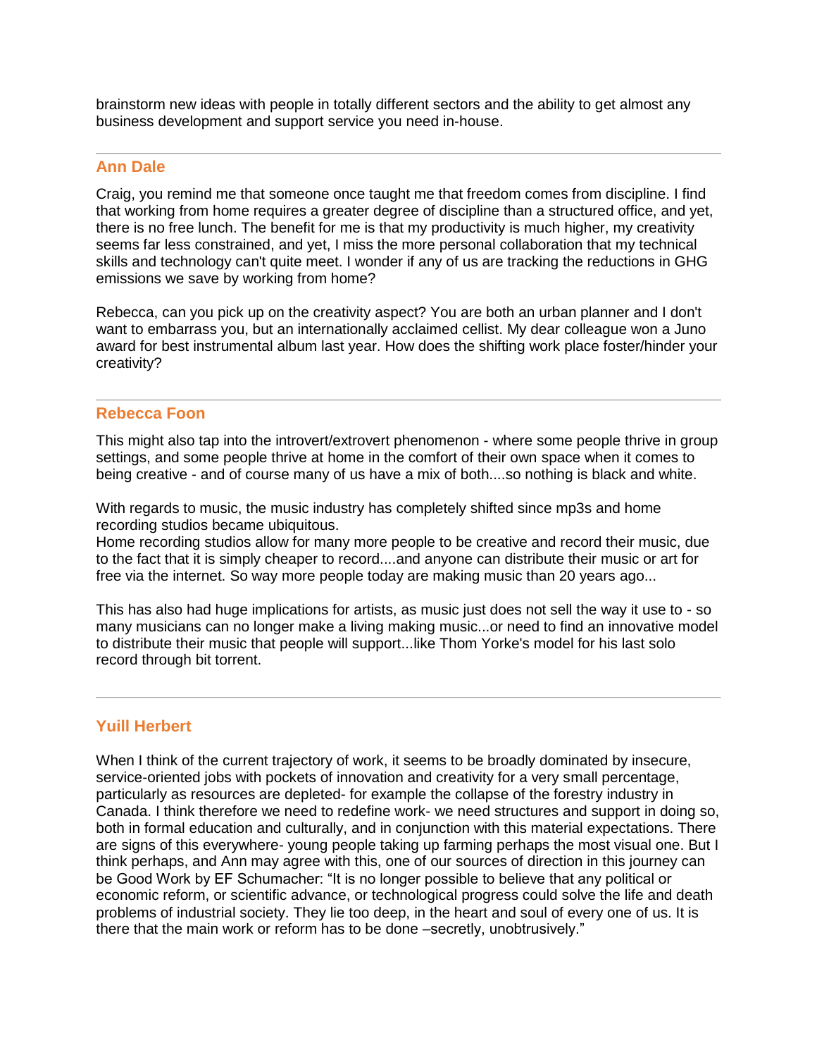brainstorm new ideas with people in totally different sectors and the ability to get almost any business development and support service you need in-house.

---

### Ann Dale

Craig, you remind me that someone once taught me that freedom comes from discipline. I find that working from home requires a greater degree of discipline than a structured office, and yet, there is no free lunch. The benefit for me is that my productivity is much higher, my creativity seems far less constrained, and yet, I miss the more personal collaboration that my technical skills and technology can't quite meet. I wonder if any of us are tracking the reductions in GHG emissions we save by working from home?

Rebecca, can you pick up on the creativity aspect? You are both an urban planner and I don't want to embarrass you, but an internationally acclaimed cellist. My dear colleague won a Juno award for best instrumental album last year. How does the shifting work place foster/hinder your creativity?

---

### Rebecca Foon

This might also tap into the introvert/extrovert phenomenon - where some people thrive in group settings, and some people thrive at home in the comfort of their own space when it comes to being creative - and of course many of us have a mix of both....so nothing is black and white.

With regards to music, the music industry has completely shifted since mp3s and home recording studios became ubiquitous.
Home recording studios allow for many more people to be creative and record their music, due to the fact that it is simply cheaper to record....and anyone can distribute their music or art for free via the internet. So way more people today are making music than 20 years ago...

This has also had huge implications for artists, as music just does not sell the way it use to - so many musicians can no longer make a living making music...or need to find an innovative model to distribute their music that people will support...like Thom Yorke's model for his last solo record through bit torrent.

---

### Yuill Herbert

When I think of the current trajectory of work, it seems to be broadly dominated by insecure, service-oriented jobs with pockets of innovation and creativity for a very small percentage, particularly as resources are depleted- for example the collapse of the forestry industry in Canada. I think therefore we need to redefine work- we need structures and support in doing so, both in formal education and culturally, and in conjunction with this material expectations. There are signs of this everywhere- young people taking up farming perhaps the most visual one. But I think perhaps, and Ann may agree with this, one of our sources of direction in this journey can be Good Work by EF Schumacher: “It is no longer possible to believe that any political or economic reform, or scientific advance, or technological progress could solve the life and death problems of industrial society. They lie too deep, in the heart and soul of every one of us. It is there that the main work or reform has to be done –secretly, unobtrusively.”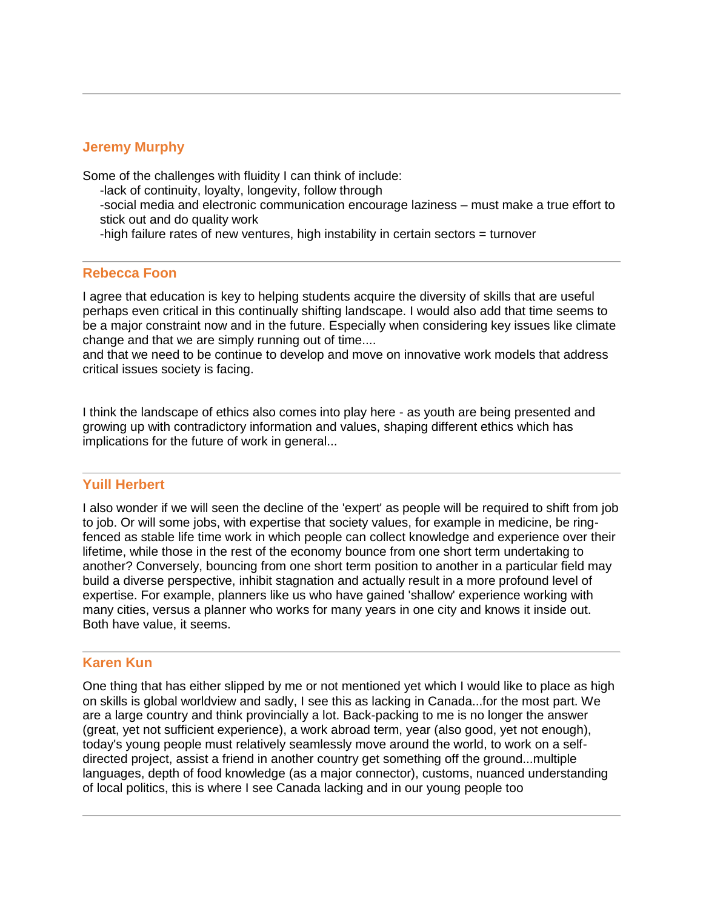---

### Jeremy Murphy

Some of the challenges with fluidity I can think of include:

- -lack of continuity, loyalty, longevity, follow through
- -social media and electronic communication encourage laziness – must make a true effort to stick out and do quality work
- -high failure rates of new ventures, high instability in certain sectors = turnover

---

### Rebecca Foon

I agree that education is key to helping students acquire the diversity of skills that are useful perhaps even critical in this continually shifting landscape. I would also add that time seems to be a major constraint now and in the future. Especially when considering key issues like climate change and that we are simply running out of time....
and that we need to be continue to develop and move on innovative work models that address critical issues society is facing.

I think the landscape of ethics also comes into play here - as youth are being presented and growing up with contradictory information and values, shaping different ethics which has implications for the future of work in general...

---

### Yuill Herbert

I also wonder if we will seen the decline of the 'expert' as people will be required to shift from job to job. Or will some jobs, with expertise that society values, for example in medicine, be ring-fenced as stable life time work in which people can collect knowledge and experience over their lifetime, while those in the rest of the economy bounce from one short term undertaking to another? Conversely, bouncing from one short term position to another in a particular field may build a diverse perspective, inhibit stagnation and actually result in a more profound level of expertise. For example, planners like us who have gained 'shallow' experience working with many cities, versus a planner who works for many years in one city and knows it inside out. Both have value, it seems.

---

### Karen Kun

One thing that has either slipped by me or not mentioned yet which I would like to place as high on skills is global worldview and sadly, I see this as lacking in Canada...for the most part. We are a large country and think provincially a lot. Back-packing to me is no longer the answer (great, yet not sufficient experience), a work abroad term, year (also good, yet not enough), today's young people must relatively seamlessly move around the world, to work on a self-directed project, assist a friend in another country get something off the ground...multiple languages, depth of food knowledge (as a major connector), customs, nuanced understanding of local politics, this is where I see Canada lacking and in our young people too

---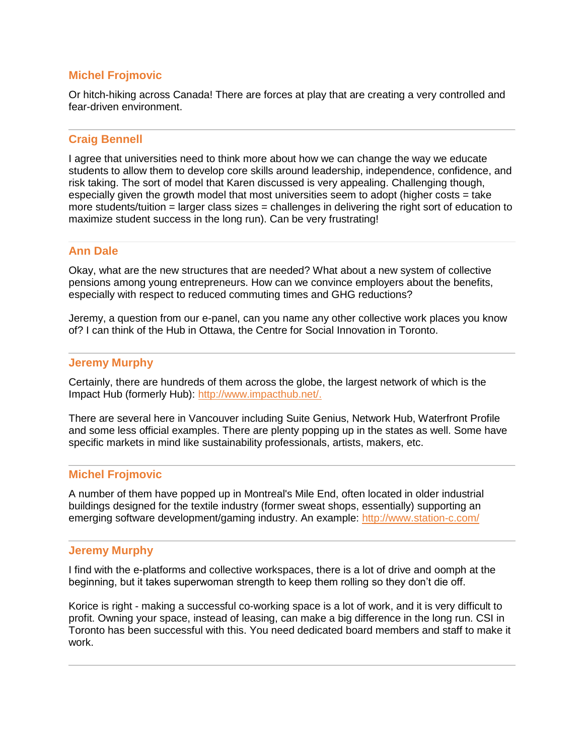### Michel Frojmovic

Or hitch-hiking across Canada! There are forces at play that are creating a very controlled and fear-driven environment.

---

### Craig Bennell

I agree that universities need to think more about how we can change the way we educate students to allow them to develop core skills around leadership, independence, confidence, and risk taking. The sort of model that Karen discussed is very appealing. Challenging though, especially given the growth model that most universities seem to adopt (higher costs = take more students/tuition = larger class sizes = challenges in delivering the right sort of education to maximize student success in the long run). Can be very frustrating!

---

### Ann Dale

Okay, what are the new structures that are needed? What about a new system of collective pensions among young entrepreneurs. How can we convince employers about the benefits, especially with respect to reduced commuting times and GHG reductions?

Jeremy, a question from our e-panel, can you name any other collective work places you know of? I can think of the Hub in Ottawa, the Centre for Social Innovation in Toronto.

---

### Jeremy Murphy

Certainly, there are hundreds of them across the globe, the largest network of which is the Impact Hub (formerly Hub): [http://www.impacthub.net/.](http://www.impacthub.net/)

There are several here in Vancouver including Suite Genius, Network Hub, Waterfront Profile and some less official examples. There are plenty popping up in the states as well. Some have specific markets in mind like sustainability professionals, artists, makers, etc.

---

### Michel Frojmovic

A number of them have popped up in Montreal's Mile End, often located in older industrial buildings designed for the textile industry (former sweat shops, essentially) supporting an emerging software development/gaming industry. An example: [http://www.station-c.com/](http://www.station-c.com/)

---

### Jeremy Murphy

I find with the e-platforms and collective workspaces, there is a lot of drive and oomph at the beginning, but it takes superwoman strength to keep them rolling so they don't die off.

Korice is right - making a successful co-working space is a lot of work, and it is very difficult to profit. Owning your space, instead of leasing, can make a big difference in the long run. CSI in Toronto has been successful with this. You need dedicated board members and staff to make it work.

---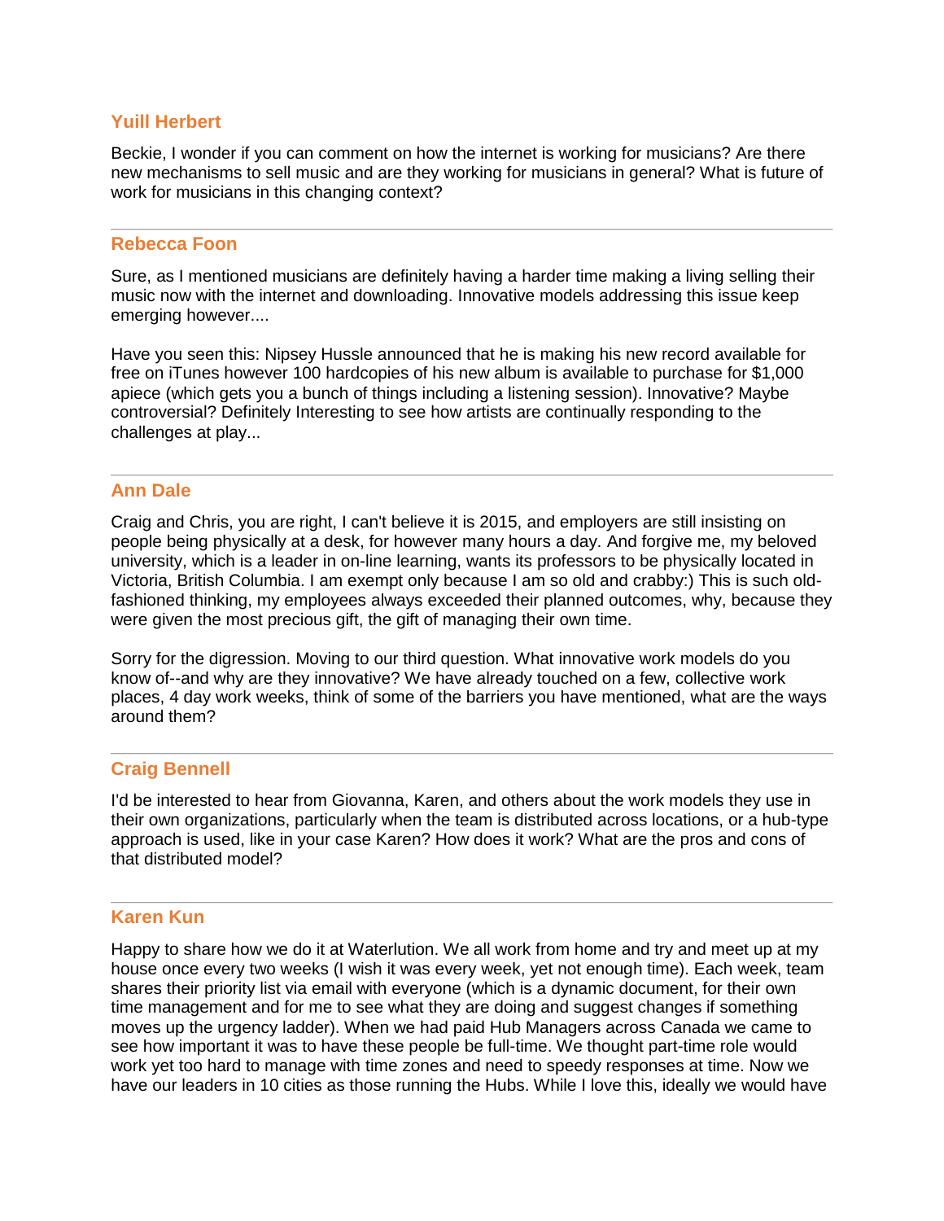### Yuill Herbert

Beckie, I wonder if you can comment on how the internet is working for musicians? Are there new mechanisms to sell music and are they working for musicians in general? What is future of work for musicians in this changing context?

---

### Rebecca Foon

Sure, as I mentioned musicians are definitely having a harder time making a living selling their music now with the internet and downloading. Innovative models addressing this issue keep emerging however....

Have you seen this: Nipsey Hussle announced that he is making his new record available for free on iTunes however 100 hardcopies of his new album is available to purchase for $1,000 apiece (which gets you a bunch of things including a listening session). Innovative? Maybe controversial? Definitely Interesting to see how artists are continually responding to the challenges at play...

---

### Ann Dale

Craig and Chris, you are right, I can't believe it is 2015, and employers are still insisting on people being physically at a desk, for however many hours a day. And forgive me, my beloved university, which is a leader in on-line learning, wants its professors to be physically located in Victoria, British Columbia. I am exempt only because I am so old and crabby:) This is such old-fashioned thinking, my employees always exceeded their planned outcomes, why, because they were given the most precious gift, the gift of managing their own time.

Sorry for the digression. Moving to our third question. What innovative work models do you know of--and why are they innovative? We have already touched on a few, collective work places, 4 day work weeks, think of some of the barriers you have mentioned, what are the ways around them?

---

### Craig Bennell

I'd be interested to hear from Giovanna, Karen, and others about the work models they use in their own organizations, particularly when the team is distributed across locations, or a hub-type approach is used, like in your case Karen? How does it work? What are the pros and cons of that distributed model?

---

### Karen Kun

Happy to share how we do it at Waterlution. We all work from home and try and meet up at my house once every two weeks (I wish it was every week, yet not enough time). Each week, team shares their priority list via email with everyone (which is a dynamic document, for their own time management and for me to see what they are doing and suggest changes if something moves up the urgency ladder). When we had paid Hub Managers across Canada we came to see how important it was to have these people be full-time. We thought part-time role would work yet too hard to manage with time zones and need to speedy responses at time. Now we have our leaders in 10 cities as those running the Hubs. While I love this, ideally we would have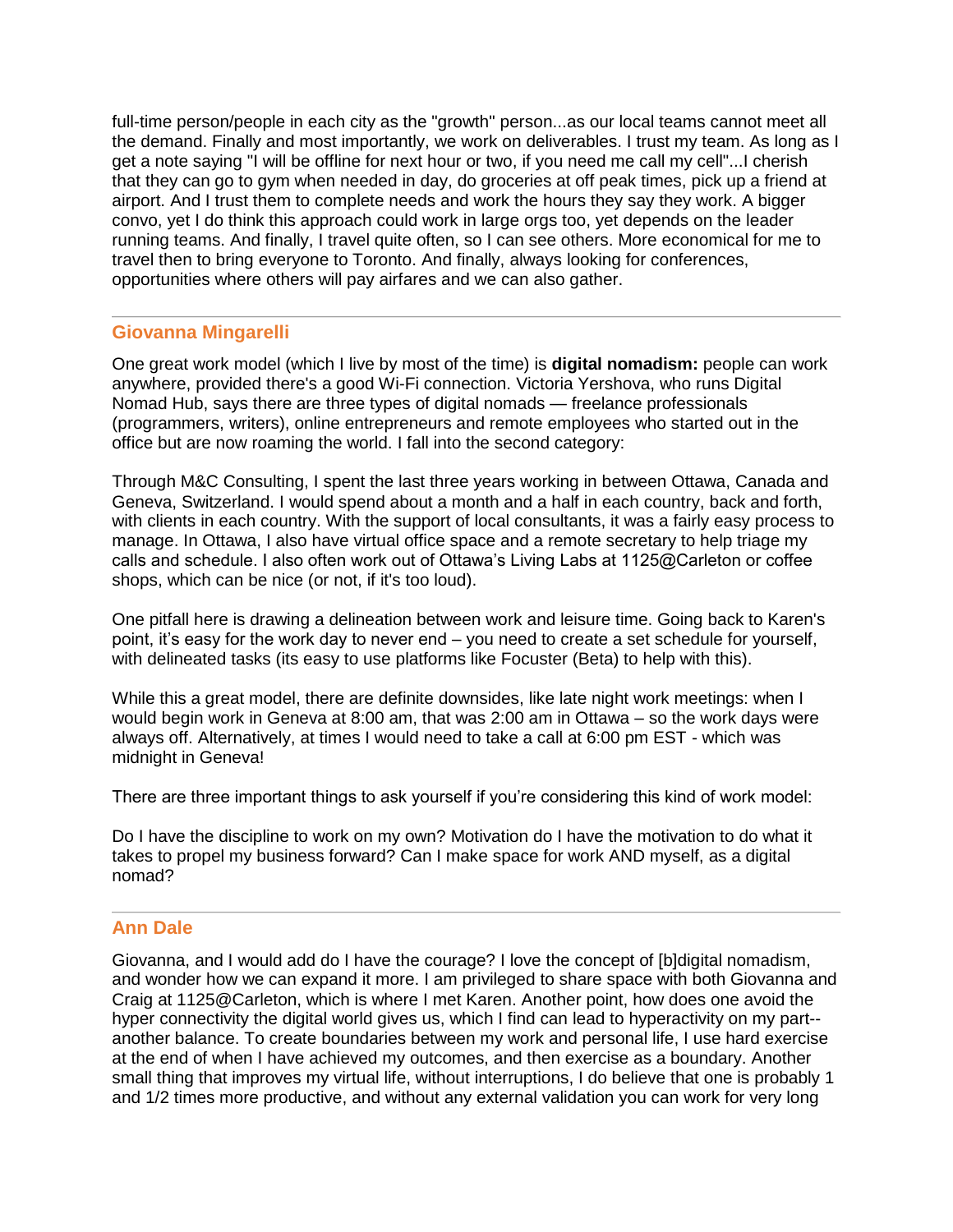full-time person/people in each city as the "growth" person...as our local teams cannot meet all the demand. Finally and most importantly, we work on deliverables. I trust my team. As long as I get a note saying "I will be offline for next hour or two, if you need me call my cell"...I cherish that they can go to gym when needed in day, do groceries at off peak times, pick up a friend at airport. And I trust them to complete needs and work the hours they say they work. A bigger convo, yet I do think this approach could work in large orgs too, yet depends on the leader running teams. And finally, I travel quite often, so I can see others. More economical for me to travel then to bring everyone to Toronto. And finally, always looking for conferences, opportunities where others will pay airfares and we can also gather.

---

### Giovanna Mingarelli

One great work model (which I live by most of the time) is **digital nomadism:** people can work anywhere, provided there's a good Wi-Fi connection. Victoria Yershova, who runs Digital Nomad Hub, says there are three types of digital nomads — freelance professionals (programmers, writers), online entrepreneurs and remote employees who started out in the office but are now roaming the world. I fall into the second category:

Through M&C Consulting, I spent the last three years working in between Ottawa, Canada and Geneva, Switzerland. I would spend about a month and a half in each country, back and forth, with clients in each country. With the support of local consultants, it was a fairly easy process to manage. In Ottawa, I also have virtual office space and a remote secretary to help triage my calls and schedule. I also often work out of Ottawa's Living Labs at 1125@Carleton or coffee shops, which can be nice (or not, if it's too loud).

One pitfall here is drawing a delineation between work and leisure time. Going back to Karen's point, it's easy for the work day to never end – you need to create a set schedule for yourself, with delineated tasks (its easy to use platforms like Focuster (Beta) to help with this).

While this a great model, there are definite downsides, like late night work meetings: when I would begin work in Geneva at 8:00 am, that was 2:00 am in Ottawa – so the work days were always off. Alternatively, at times I would need to take a call at 6:00 pm EST - which was midnight in Geneva!

There are three important things to ask yourself if you're considering this kind of work model:

Do I have the discipline to work on my own? Motivation do I have the motivation to do what it takes to propel my business forward? Can I make space for work AND myself, as a digital nomad?

---

### Ann Dale

Giovanna, and I would add do I have the courage? I love the concept of [b]digital nomadism, and wonder how we can expand it more. I am privileged to share space with both Giovanna and Craig at 1125@Carleton, which is where I met Karen. Another point, how does one avoid the hyper connectivity the digital world gives us, which I find can lead to hyperactivity on my part--another balance. To create boundaries between my work and personal life, I use hard exercise at the end of when I have achieved my outcomes, and then exercise as a boundary. Another small thing that improves my virtual life, without interruptions, I do believe that one is probably 1 and 1/2 times more productive, and without any external validation you can work for very long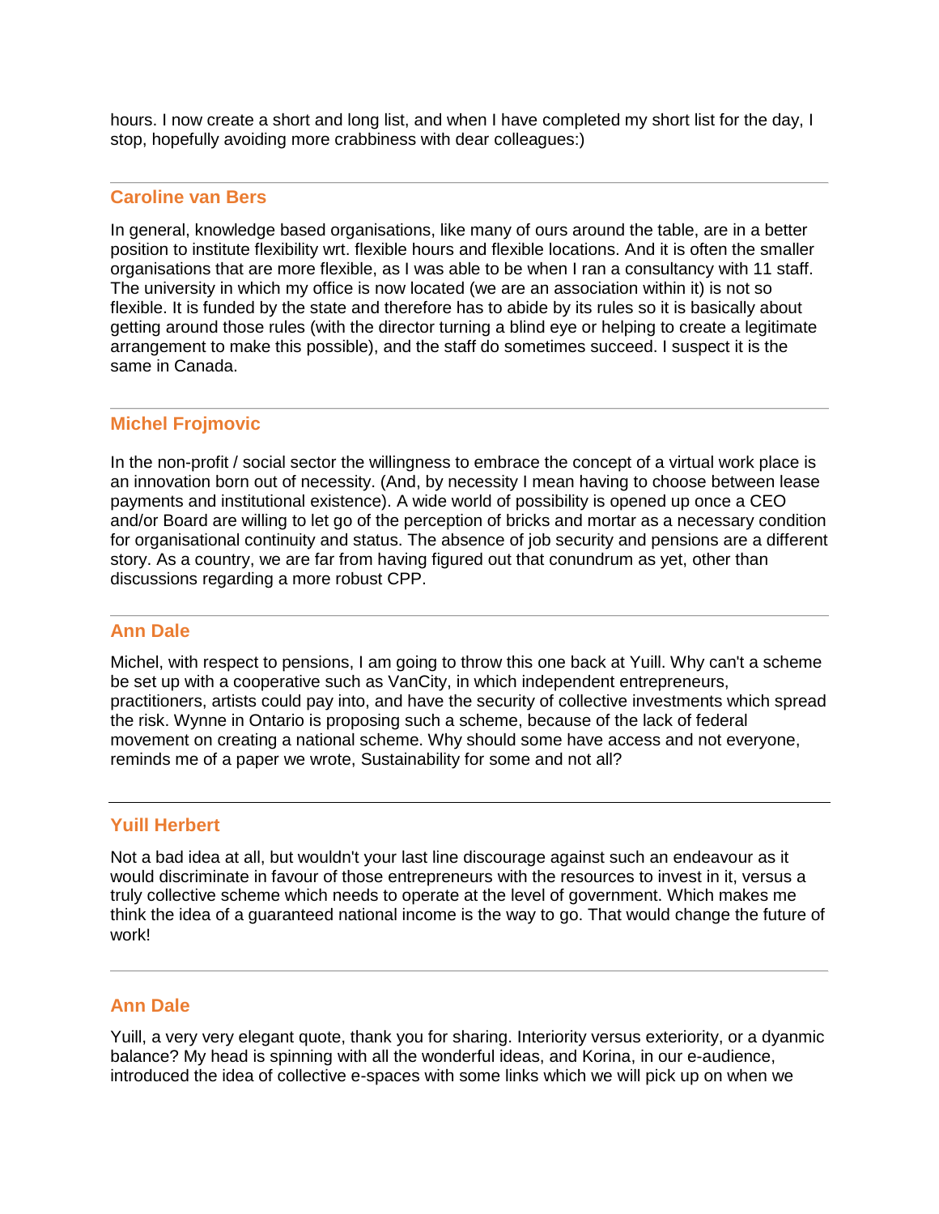hours. I now create a short and long list, and when I have completed my short list for the day, I stop, hopefully avoiding more crabbiness with dear colleagues:)

---

### Caroline van Bers

In general, knowledge based organisations, like many of ours around the table, are in a better position to institute flexibility wrt. flexible hours and flexible locations. And it is often the smaller organisations that are more flexible, as I was able to be when I ran a consultancy with 11 staff. The university in which my office is now located (we are an association within it) is not so flexible. It is funded by the state and therefore has to abide by its rules so it is basically about getting around those rules (with the director turning a blind eye or helping to create a legitimate arrangement to make this possible), and the staff do sometimes succeed. I suspect it is the same in Canada.

---

### Michel Frojmovic

In the non-profit / social sector the willingness to embrace the concept of a virtual work place is an innovation born out of necessity. (And, by necessity I mean having to choose between lease payments and institutional existence). A wide world of possibility is opened up once a CEO and/or Board are willing to let go of the perception of bricks and mortar as a necessary condition for organisational continuity and status. The absence of job security and pensions are a different story. As a country, we are far from having figured out that conundrum as yet, other than discussions regarding a more robust CPP.

---

### Ann Dale

Michel, with respect to pensions, I am going to throw this one back at Yuill. Why can't a scheme be set up with a cooperative such as VanCity, in which independent entrepreneurs, practitioners, artists could pay into, and have the security of collective investments which spread the risk. Wynne in Ontario is proposing such a scheme, because of the lack of federal movement on creating a national scheme. Why should some have access and not everyone, reminds me of a paper we wrote, Sustainability for some and not all?

---

### Yuill Herbert

Not a bad idea at all, but wouldn't your last line discourage against such an endeavour as it would discriminate in favour of those entrepreneurs with the resources to invest in it, versus a truly collective scheme which needs to operate at the level of government. Which makes me think the idea of a guaranteed national income is the way to go. That would change the future of work!

---

### Ann Dale

Yuill, a very very elegant quote, thank you for sharing. Interiority versus exteriority, or a dyanmic balance? My head is spinning with all the wonderful ideas, and Korina, in our e-audience, introduced the idea of collective e-spaces with some links which we will pick up on when we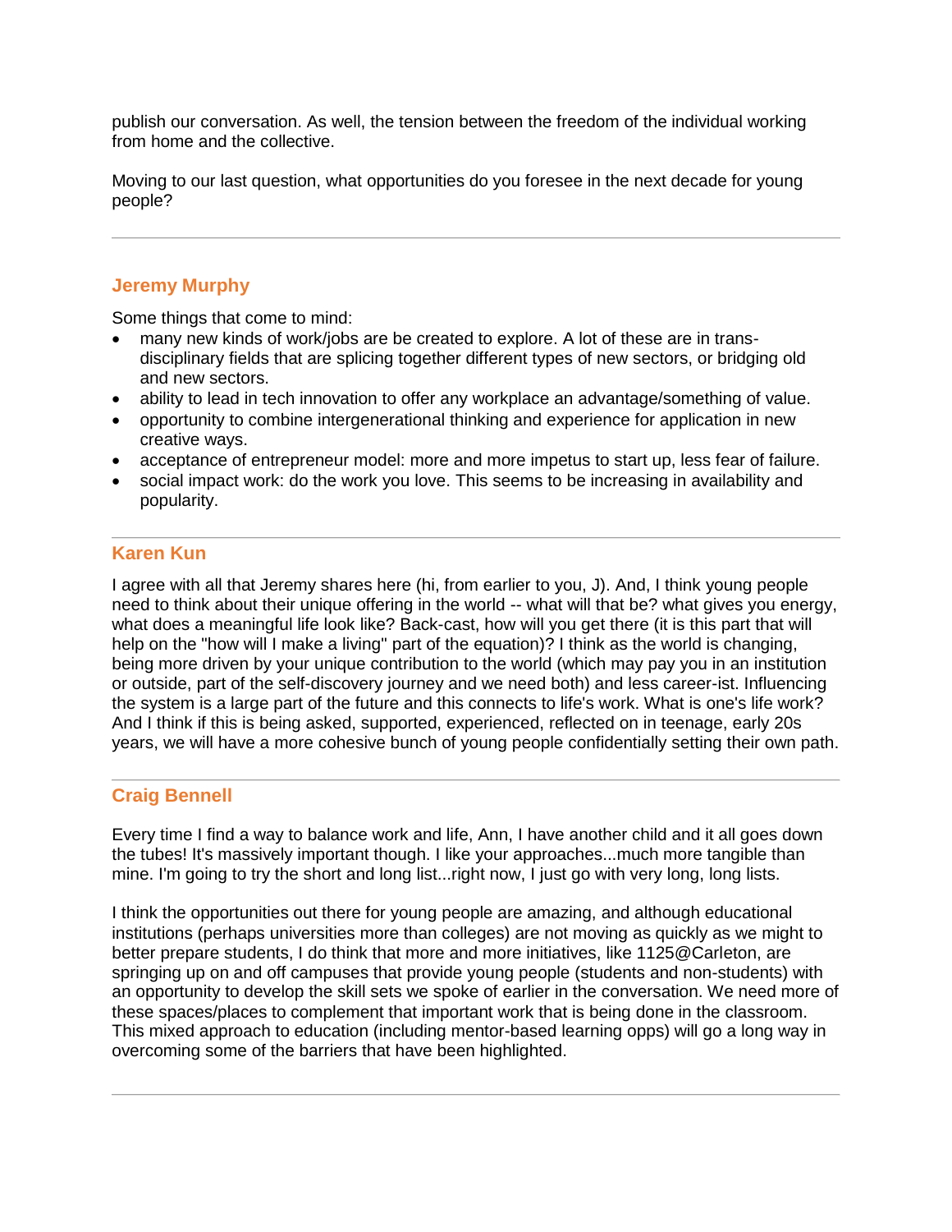publish our conversation. As well, the tension between the freedom of the individual working from home and the collective.

Moving to our last question, what opportunities do you foresee in the next decade for young people?

---

### Jeremy Murphy

Some things that come to mind:

- many new kinds of work/jobs are be created to explore. A lot of these are in trans-disciplinary fields that are splicing together different types of new sectors, or bridging old and new sectors.
- ability to lead in tech innovation to offer any workplace an advantage/something of value.
- opportunity to combine intergenerational thinking and experience for application in new creative ways.
- acceptance of entrepreneur model: more and more impetus to start up, less fear of failure.
- social impact work: do the work you love. This seems to be increasing in availability and popularity.

---

### Karen Kun

I agree with all that Jeremy shares here (hi, from earlier to you, J). And, I think young people need to think about their unique offering in the world -- what will that be? what gives you energy, what does a meaningful life look like? Back-cast, how will you get there (it is this part that will help on the "how will I make a living" part of the equation)? I think as the world is changing, being more driven by your unique contribution to the world (which may pay you in an institution or outside, part of the self-discovery journey and we need both) and less career-ist. Influencing the system is a large part of the future and this connects to life's work. What is one's life work? And I think if this is being asked, supported, experienced, reflected on in teenage, early 20s years, we will have a more cohesive bunch of young people confidentially setting their own path.

---

### Craig Bennell

Every time I find a way to balance work and life, Ann, I have another child and it all goes down the tubes! It's massively important though. I like your approaches...much more tangible than mine. I'm going to try the short and long list...right now, I just go with very long, long lists.

I think the opportunities out there for young people are amazing, and although educational institutions (perhaps universities more than colleges) are not moving as quickly as we might to better prepare students, I do think that more and more initiatives, like 1125@Carleton, are springing up on and off campuses that provide young people (students and non-students) with an opportunity to develop the skill sets we spoke of earlier in the conversation. We need more of these spaces/places to complement that important work that is being done in the classroom. This mixed approach to education (including mentor-based learning opps) will go a long way in overcoming some of the barriers that have been highlighted.

---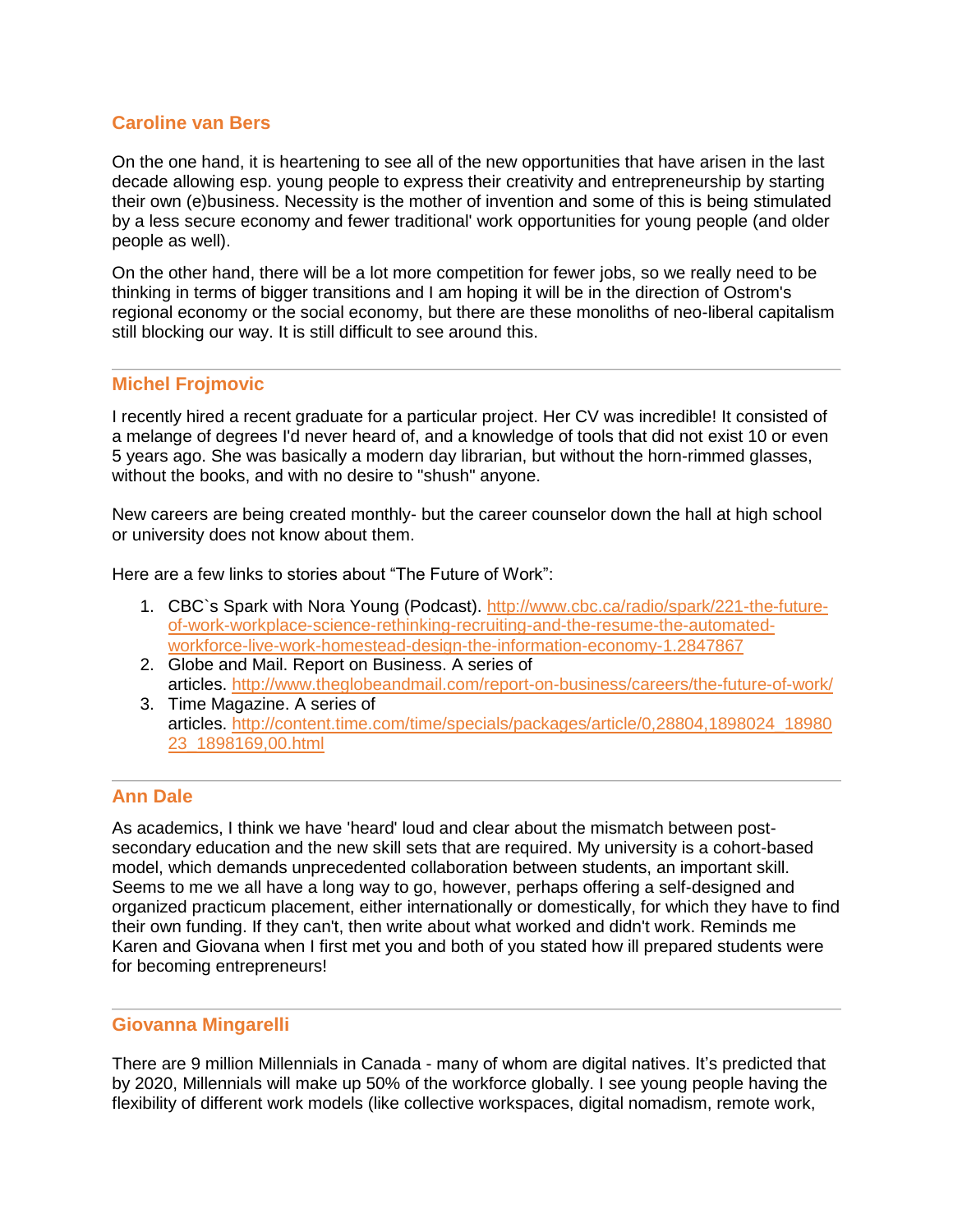### Caroline van Bers

On the one hand, it is heartening to see all of the new opportunities that have arisen in the last decade allowing esp. young people to express their creativity and entrepreneurship by starting their own (e)business. Necessity is the mother of invention and some of this is being stimulated by a less secure economy and fewer traditional' work opportunities for young people (and older people as well).

On the other hand, there will be a lot more competition for fewer jobs, so we really need to be thinking in terms of bigger transitions and I am hoping it will be in the direction of Ostrom's regional economy or the social economy, but there are these monoliths of neo-liberal capitalism still blocking our way. It is still difficult to see around this.

---

### Michel Frojmovic

I recently hired a recent graduate for a particular project. Her CV was incredible! It consisted of a melange of degrees I'd never heard of, and a knowledge of tools that did not exist 10 or even 5 years ago. She was basically a modern day librarian, but without the horn-rimmed glasses, without the books, and with no desire to "shush" anyone.

New careers are being created monthly- but the career counselor down the hall at high school or university does not know about them.

Here are a few links to stories about “The Future of Work”:

1. CBC`s Spark with Nora Young (Podcast). http://www.cbc.ca/radio/spark/221-the-future-of-work-workplace-science-rethinking-recruiting-and-the-resume-the-automated-workforce-live-work-homestead-design-the-information-economy-1.2847867
2. Globe and Mail. Report on Business. A series of articles. http://www.theglobeandmail.com/report-on-business/careers/the-future-of-work/
3. Time Magazine. A series of articles. http://content.time.com/time/specials/packages/article/0,28804,1898024_1898023_1898169,00.html

---

### Ann Dale

As academics, I think we have 'heard' loud and clear about the mismatch between post-secondary education and the new skill sets that are required. My university is a cohort-based model, which demands unprecedented collaboration between students, an important skill. Seems to me we all have a long way to go, however, perhaps offering a self-designed and organized practicum placement, either internationally or domestically, for which they have to find their own funding. If they can't, then write about what worked and didn't work. Reminds me Karen and Giovana when I first met you and both of you stated how ill prepared students were for becoming entrepreneurs!

---

### Giovanna Mingarelli

There are 9 million Millennials in Canada - many of whom are digital natives. It’s predicted that by 2020, Millennials will make up 50% of the workforce globally. I see young people having the flexibility of different work models (like collective workspaces, digital nomadism, remote work,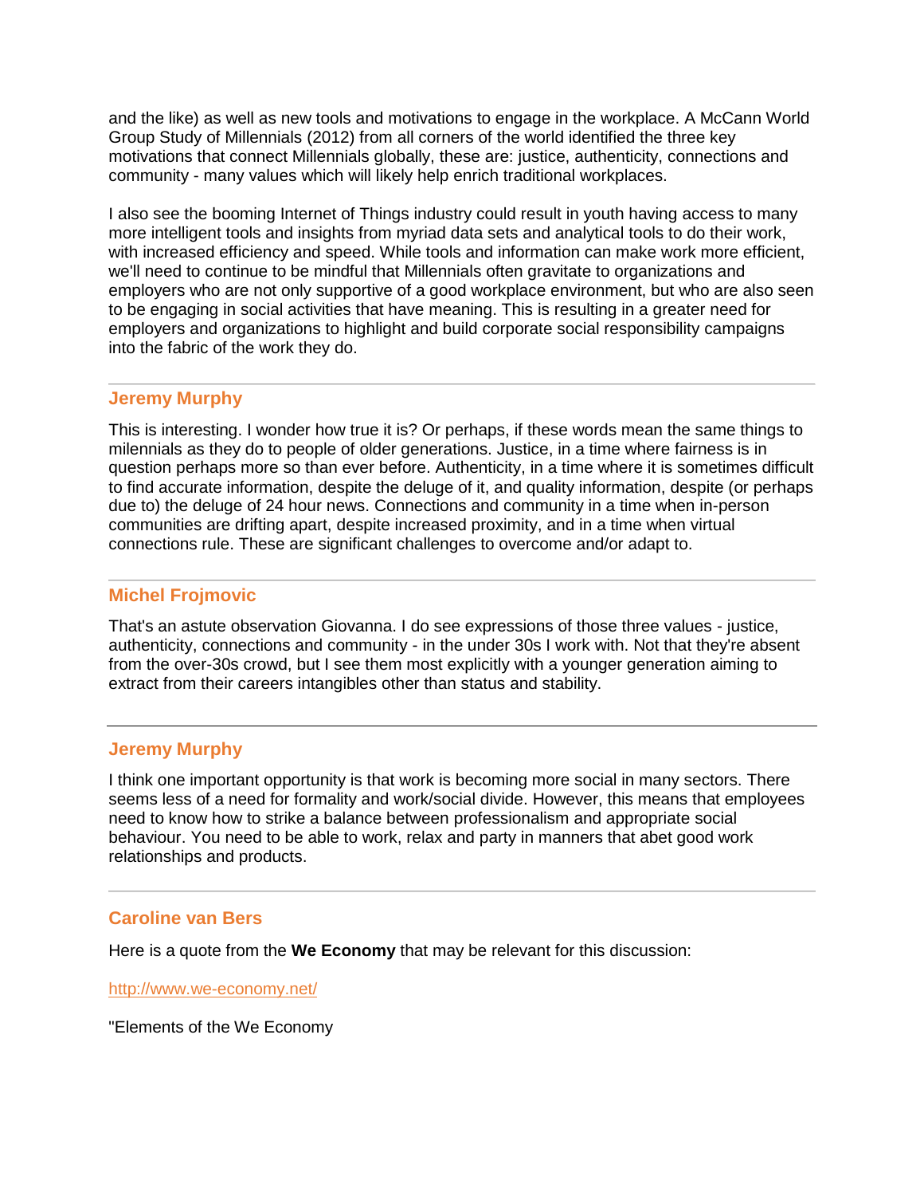and the like) as well as new tools and motivations to engage in the workplace. A McCann World Group Study of Millennials (2012) from all corners of the world identified the three key motivations that connect Millennials globally, these are: justice, authenticity, connections and community - many values which will likely help enrich traditional workplaces.

I also see the booming Internet of Things industry could result in youth having access to many more intelligent tools and insights from myriad data sets and analytical tools to do their work, with increased efficiency and speed. While tools and information can make work more efficient, we'll need to continue to be mindful that Millennials often gravitate to organizations and employers who are not only supportive of a good workplace environment, but who are also seen to be engaging in social activities that have meaning. This is resulting in a greater need for employers and organizations to highlight and build corporate social responsibility campaigns into the fabric of the work they do.

---

### Jeremy Murphy

This is interesting. I wonder how true it is? Or perhaps, if these words mean the same things to millennials as they do to people of older generations. Justice, in a time where fairness is in question perhaps more so than ever before. Authenticity, in a time where it is sometimes difficult to find accurate information, despite the deluge of it, and quality information, despite (or perhaps due to) the deluge of 24 hour news. Connections and community in a time when in-person communities are drifting apart, despite increased proximity, and in a time when virtual connections rule. These are significant challenges to overcome and/or adapt to.

---

### Michel Frojmovic

That's an astute observation Giovanna. I do see expressions of those three values - justice, authenticity, connections and community - in the under 30s I work with. Not that they're absent from the over-30s crowd, but I see them most explicitly with a younger generation aiming to extract from their careers intangibles other than status and stability.

---

### Jeremy Murphy

I think one important opportunity is that work is becoming more social in many sectors. There seems less of a need for formality and work/social divide. However, this means that employees need to know how to strike a balance between professionalism and appropriate social behaviour. You need to be able to work, relax and party in manners that abet good work relationships and products.

---

### Caroline van Bers

Here is a quote from the **We Economy** that may be relevant for this discussion:

[http://www.we-economy.net/](http://www.we-economy.net/)

"Elements of the We Economy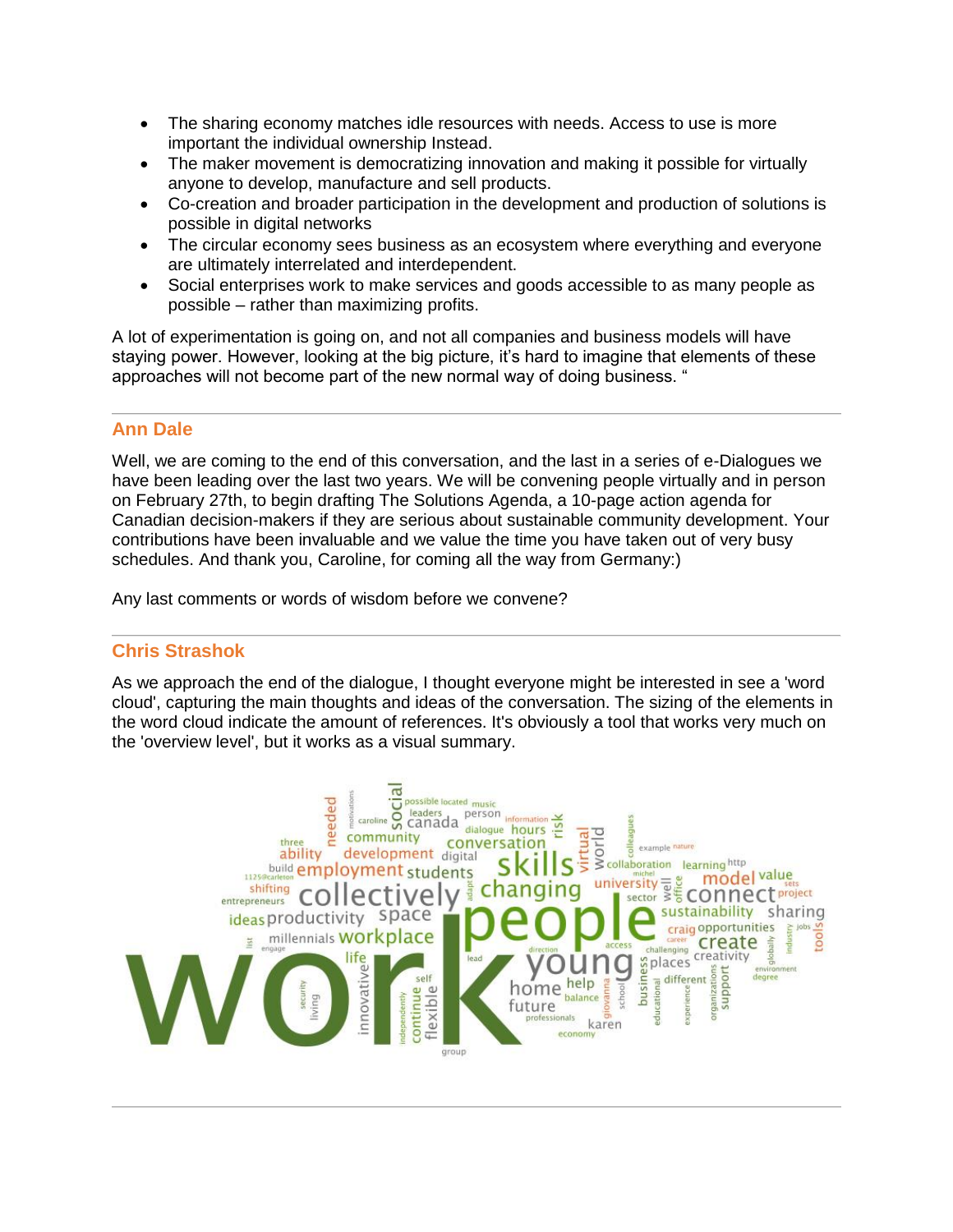- The sharing economy matches idle resources with needs. Access to use is more important the individual ownership Instead.
- The maker movement is democratizing innovation and making it possible for virtually anyone to develop, manufacture and sell products.
- Co-creation and broader participation in the development and production of solutions is possible in digital networks
- The circular economy sees business as an ecosystem where everything and everyone are ultimately interrelated and interdependent.
- Social enterprises work to make services and goods accessible to as many people as possible – rather than maximizing profits.

A lot of experimentation is going on, and not all companies and business models will have staying power. However, looking at the big picture, it's hard to imagine that elements of these approaches will not become part of the new normal way of doing business. "

---

### Ann Dale

Well, we are coming to the end of this conversation, and the last in a series of e-Dialogues we have been leading over the last two years. We will be convening people virtually and in person on February 27th, to begin drafting The Solutions Agenda, a 10-page action agenda for Canadian decision-makers if they are serious about sustainable community development. Your contributions have been invaluable and we value the time you have taken out of very busy schedules. And thank you, Caroline, for coming all the way from Germany:)

Any last comments or words of wisdom before we convene?

---

### Chris Strashok

As we approach the end of the dialogue, I thought everyone might be interested in see a 'word cloud', capturing the main thoughts and ideas of the conversation. The sizing of the elements in the word cloud indicate the amount of references. It's obviously a tool that works very much on the 'overview level', but it works as a visual summary.

---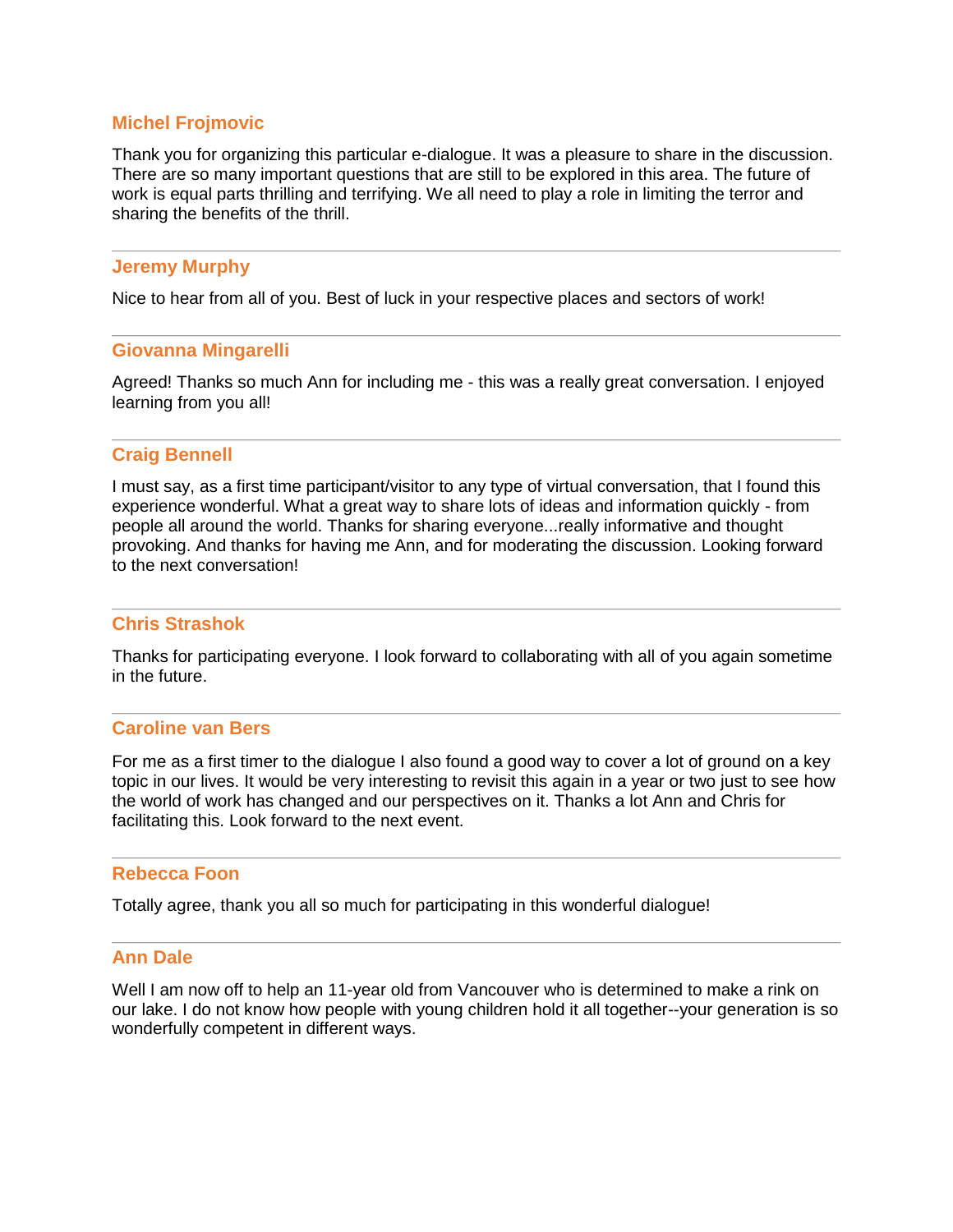### Michel Frojmovic

Thank you for organizing this particular e-dialogue. It was a pleasure to share in the discussion. There are so many important questions that are still to be explored in this area. The future of work is equal parts thrilling and terrifying. We all need to play a role in limiting the terror and sharing the benefits of the thrill.

---

### Jeremy Murphy

Nice to hear from all of you. Best of luck in your respective places and sectors of work!

---

### Giovanna Mingarelli

Agreed! Thanks so much Ann for including me - this was a really great conversation. I enjoyed learning from you all!

---

### Craig Bennell

I must say, as a first time participant/visitor to any type of virtual conversation, that I found this experience wonderful. What a great way to share lots of ideas and information quickly - from people all around the world. Thanks for sharing everyone...really informative and thought provoking. And thanks for having me Ann, and for moderating the discussion. Looking forward to the next conversation!

---

### Chris Strashok

Thanks for participating everyone. I look forward to collaborating with all of you again sometime in the future.

---

### Caroline van Bers

For me as a first timer to the dialogue I also found a good way to cover a lot of ground on a key topic in our lives. It would be very interesting to revisit this again in a year or two just to see how the world of work has changed and our perspectives on it. Thanks a lot Ann and Chris for facilitating this. Look forward to the next event.

---

### Rebecca Foon

Totally agree, thank you all so much for participating in this wonderful dialogue!

---

### Ann Dale

Well I am now off to help an 11-year old from Vancouver who is determined to make a rink on our lake. I do not know how people with young children hold it all together--your generation is so wonderfully competent in different ways.